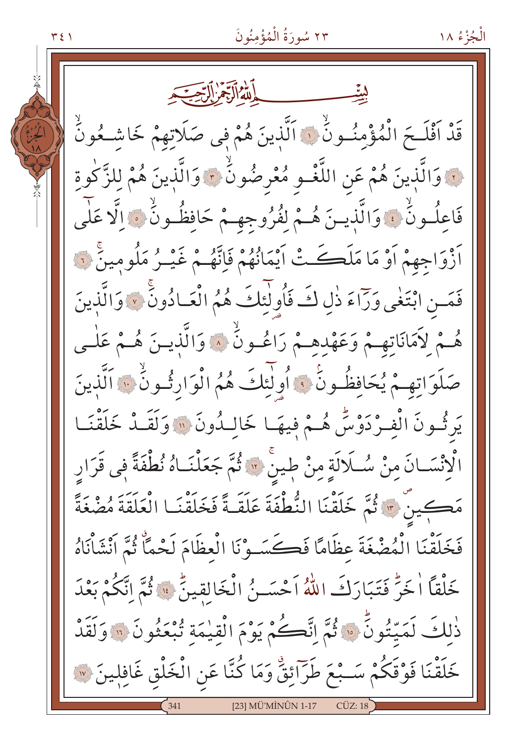بِسْمِ اللّٰهِ الرَّحْمٰنِ الرَّح۪يمِ

قَدْ اَفْلَحَ الْمُؤْمِنُونَۙ ﴿١﴾ اَلَّذ۪ينَ هُمْ ف۪ي صَلَاتِهِمْ خَاشِعُونَۙ ﴿٢﴾ وَالَّذ۪ينَ هُمْ عَنِ اللَّغْوِ مُعْرِضُونَۙ ﴿٣﴾ وَالَّذ۪ينَ هُمْ لِلزَّكٰوةِ فَاعِلُونَۙ ﴿٤﴾ وَالَّذ۪ينَ هُمْ لِفُرُوجِهِمْ حَافِظُونَۙ ﴿٥﴾ اِلَّا عَلٰٓى اَزْوَاجِهِمْ اَوْ مَا مَلَكَتْ اَيْمَانُهُمْ فَاِنَّهُمْ غَيْرُ مَلُوم۪ينَۚ ﴿٦﴾ فَمَنِ ابْتَغٰى وَرَٓاءَ ذٰلِكَ فَاُو۬لٰٓئِكَ هُمُ الْعَادُونَۚ ﴿٧﴾ وَالَّذ۪ينَ هُمْ لِاَمَانَاتِهِمْ وَعَهْدِهِمْ رَاعُونَۙ ﴿٨﴾ وَالَّذ۪ينَ هُمْ عَلٰى صَلَوَاتِهِمْ يُحَافِظُونَۢ ﴿٩﴾ اُو۬لٰٓئِكَ هُمُ الْوَارِثُونَۙ ﴿١٠﴾ اَلَّذ۪ينَ يَرِثُونَ الْفِرْدَوْسَۜ هُمْ ف۪يهَا خَالِدُونَ ﴿١١﴾ وَلَقَدْ خَلَقْنَا الْاِنْسَانَ مِنْ سُلَالَةٍ مِنْ ط۪ينٍۚ ﴿١٢﴾ ثُمَّ جَعَلْنَاهُ نُطْفَةً ف۪ي قَرَارٍ مَك۪ينٍۖ ﴿١٣﴾ ثُمَّ خَلَقْنَا النُّطْفَةَ عَلَقَةً فَخَلَقْنَا الْعَلَقَةَ مُضْغَةً فَخَلَقْنَا الْمُضْغَةَ عِظَامًا فَكَسَوْنَا الْعِظَامَ لَحْمًاۗ ثُمَّ اَنْشَاْنَاهُ خَلْقًا اٰخَرَۜ فَتَبَارَكَ اللّٰهُ اَحْسَنُ الْخَالِق۪ينَۜ ﴿١٤﴾ ثُمَّ اِنَّكُمْ بَعْدَ ذٰلِكَ لَمَيِّتُونَۜ ﴿١٥﴾ ثُمَّ اِنَّكُمْ يَوْمَ الْقِيٰمَةِ تُبْعَثُونَ ﴿١٦﴾ وَلَقَدْ خَلَقْنَا فَوْقَكُمْ سَبْعَ طَرَٓائِقَۗ وَمَا كُنَّا عَنِ الْخَلْقِ غَافِل۪ينَ ﴿١٧﴾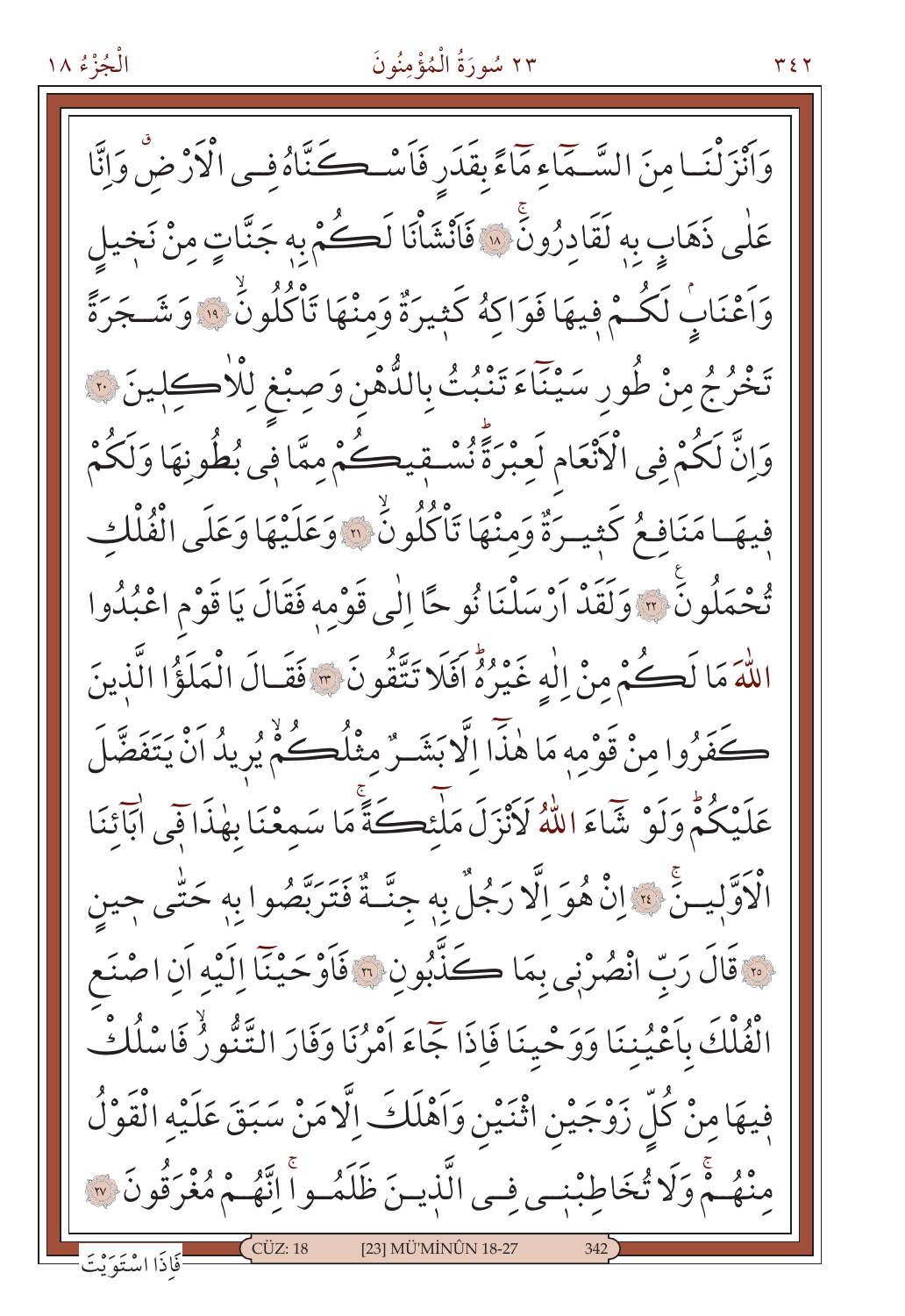وَاَنْزَلْنَا مِنَ السَّمَٓاءِ مَٓاءً بِقَدَرٍ فَاَسْكَنَّاهُ فِى الْاَرْضِۗ وَاِنَّا عَلٰى ذَهَابٍ بِهٖ لَقَادِرُونَۚ ﴿١٨﴾ فَاَنْشَاْنَا لَكُمْ بِهٖ جَنَّاتٍ مِنْ نَخِيلٍ وَاَعْنَابٍۘ لَكُمْ فِيهَا فَوَاكِهُ كَثِيرَةٌ وَمِنْهَا تَاْكُلُونَۙ ﴿١٩﴾ وَشَجَرَةً تَخْرُجُ مِنْ طُورِ سَيْنَٓاءَ تَنْبُتُ بِالدُّهْنِ وَصِبْغٍ لِلْاٰكِلِينَ ﴿٢٠﴾ وَاِنَّ لَكُمْ فِى الْاَنْعَامِ لَعِبْرَةًۜ نُسْقِيكُمْ مِمَّا فِى بُطُونِهَا وَلَكُمْ فِيهَا مَنَافِعُ كَثِيرَةٌ وَمِنْهَا تَاْكُلُونَۙ ﴿٢١﴾ وَعَلَيْهَا وَعَلَى الْفُلْكِ تُحْمَلُونَۚ ﴿٢٢﴾ وَلَقَدْ اَرْسَلْنَا نُوحًا اِلٰى قَوْمِهٖ فَقَالَ يَا قَوْمِ اعْبُدُوا اللّٰهَ مَا لَكُمْ مِنْ اِلٰهٍ غَيْرُهُۜ اَفَلَا تَتَّقُونَ ﴿٢٣﴾ فَقَالَ الْمَلَؤُا الَّذِينَ كَفَرُوا مِنْ قَوْمِهٖ مَا هٰذَٓا اِلَّا بَشَرٌ مِثْلُكُمْۙ يُرِيدُ اَنْ يَتَفَضَّلَ عَلَيْكُمْۜ وَلَوْ شَٓاءَ اللّٰهُ لَاَنْزَلَ مَلٰٓئِكَةًۚ مَا سَمِعْنَا بِهٰذَا فِٓى اٰبَٓائِنَا الْاَوَّلِينَۚ ﴿٢٤﴾ اِنْ هُوَ اِلَّا رَجُلٌ بِهٖ جِنَّةٌ فَتَرَبَّصُوا بِهٖ حَتّٰى حِينٍ ﴿٢٥﴾ قَالَ رَبِّ انْصُرْنِى بِمَا كَذَّبُونِ ﴿٢٦﴾ فَاَوْحَيْنَٓا اِلَيْهِ اَنِ اصْنَعِ الْفُلْكَ بِاَعْيُنِنَا وَوَحْيِنَا فَاِذَا جَٓاءَ اَمْرُنَا وَفَارَ التَّنُّورُۙ فَاسْلُكْ فِيهَا مِنْ كُلٍّ زَوْجَيْنِ اثْنَيْنِ وَاَهْلَكَ اِلَّا مَنْ سَبَقَ عَلَيْهِ الْقَوْلُ مِنْهُمْۚ وَلَا تُخَاطِبْنِى فِى الَّذِينَ ظَلَمُواۚ اِنَّهُمْ مُغْرَقُونَ ﴿٢٧﴾

فَاِذَا اسْتَوَيْتَ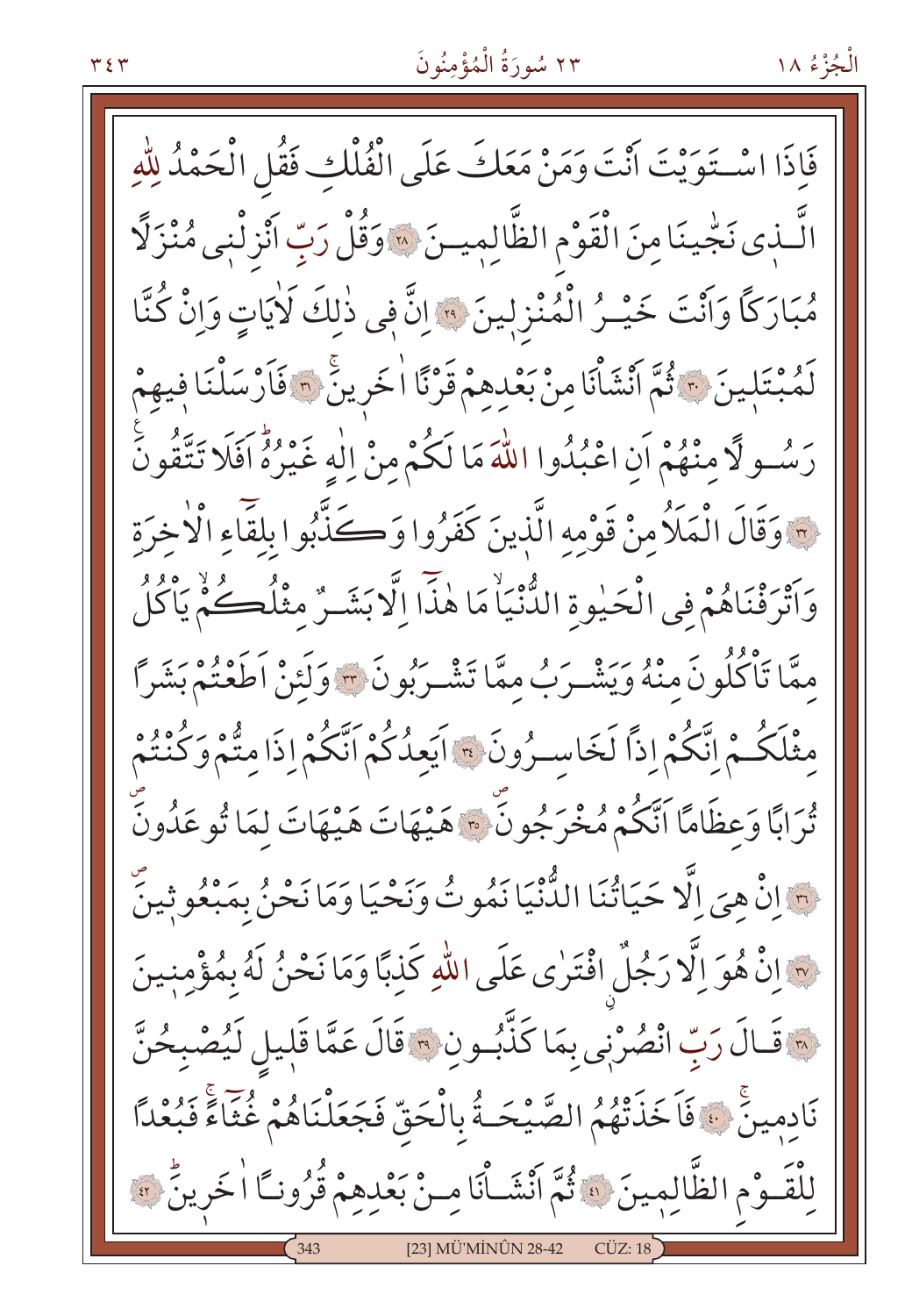فَاِذَا اسْـتَوَيْتَ اَنْتَ وَمَنْ مَعَكَ عَلَى الْفُلْكِ فَقُلِ الْحَمْدُ لِلّٰهِ الَّـذٖى نَجّٰينَا مِنَ الْقَوْمِ الظَّالِمٖيـنَ ﴿٢٨﴾ وَقُلْ رَبِّ اَنْزِلْنٖى مُنْزَلًا مُبَارَكًا وَاَنْتَ خَيْـرُ الْمُنْزِلٖينَ ﴿٢٩﴾ اِنَّ فٖى ذٰلِكَ لَاٰيَاتٍ وَاِنْ كُنَّا لَمُبْتَلٖينَ ﴿٣٠﴾ ثُمَّ اَنْشَاْنَا مِنْ بَعْدِهِمْ قَرْنًا اٰخَرٖينَ ﴿٣١﴾ فَاَرْسَلْنَا فٖيهِمْ رَسُـولًا مِنْهُمْ اَنِ اعْبُدُوا اللّٰهَ مَا لَكُمْ مِنْ اِلٰهٍ غَيْرُهُ اَفَلَا تَتَّقُونَ ﴿٣٢﴾ وَقَالَ الْمَلَاُ مِنْ قَوْمِهِ الَّذٖينَ كَفَرُوا وَكَـذَّبُوا بِلِقَاءِ الْاٰخِرَةِ وَاَتْرَفْنَاهُمْ فِى الْحَيٰوةِ الدُّنْيَا مَا هٰذَا اِلَّا بَشَـرٌ مِثْلُكُمْ يَاْكُلُ مِمَّا تَاْكُلُونَ مِنْهُ وَيَشْـرَبُ مِمَّا تَشْـرَبُونَ ﴿٣٣﴾ وَلَئِنْ اَطَعْتُمْ بَشَرًا مِثْلَكُـمْ اِنَّكُمْ اِذًا لَخَاسِـرُونَ ﴿٣٤﴾ اَيَعِدُكُمْ اَنَّكُمْ اِذَا مِتُّمْ وَكُنْتُمْ تُرَابًا وَعِظَامًا اَنَّكُمْ مُخْرَجُونَ ﴿٣٥﴾ هَيْهَاتَ هَيْهَاتَ لِمَا تُوعَدُونَ ﴿٣٦﴾ اِنْ هِىَ اِلَّا حَيَاتُنَا الدُّنْيَا نَمُوتُ وَنَحْيَا وَمَا نَحْنُ بِمَبْعُوثٖينَ ﴿٣٧﴾ اِنْ هُوَ اِلَّا رَجُلٌ افْتَرٰى عَلَى اللّٰهِ كَذِبًا وَمَا نَحْنُ لَهُ بِمُؤْمِنٖينَ ﴿٣٨﴾ قَـالَ رَبِّ انْصُرْنٖى بِمَا كَذَّبُـونِ ﴿٣٩﴾ قَالَ عَمَّا قَلٖيلٍ لَيُصْبِحُنَّ نَادِمٖينَ ﴿٤٠﴾ فَاَخَذَتْهُمُ الصَّيْحَـةُ بِالْحَقِّ فَجَعَلْنَاهُمْ غُثَاءً فَبُعْدًا لِلْقَـوْمِ الظَّالِمٖينَ ﴿٤١﴾ ثُمَّ اَنْشَـاْنَا مِـنْ بَعْدِهِمْ قُرُونـًا اٰخَرٖينَ ﴿٤٢﴾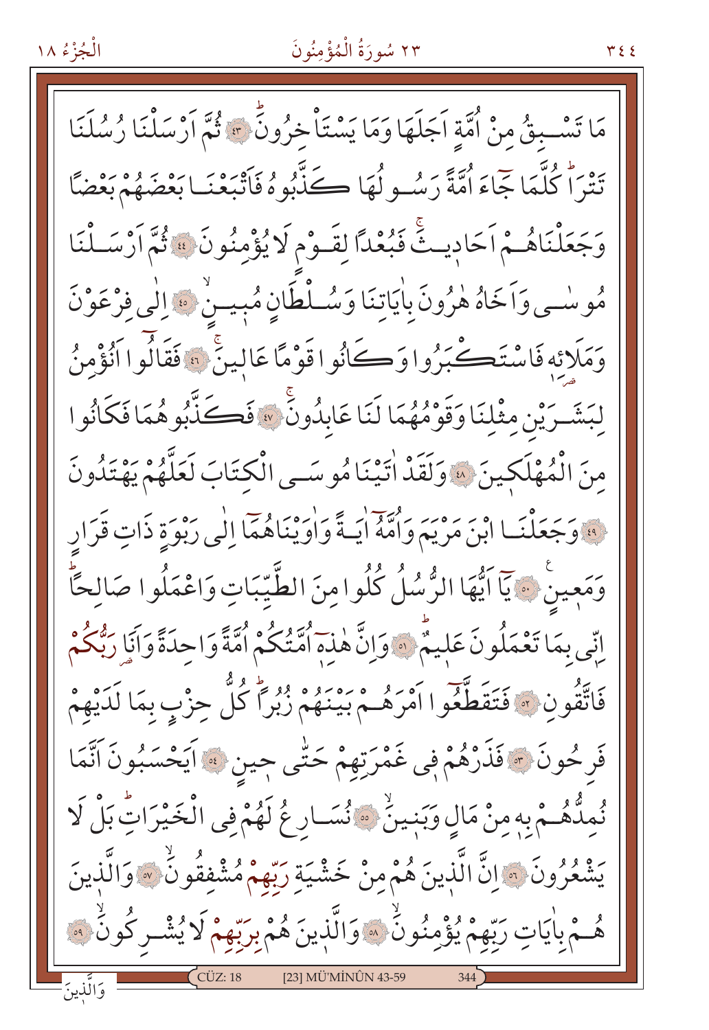مَا تَسْبِقُ مِنْ اُمَّةٍ اَجَلَهَا وَمَا يَسْتَاْخِرُونَ ﴿٤٣﴾ ثُمَّ اَرْسَلْنَا رُسُلَنَا تَتْرَاۜ كُلَّمَا جَٓاءَ اُمَّةً رَسُولُهَا كَذَّبُوهُ فَاَتْبَعْنَا بَعْضَهُمْ بَعْضًا وَجَعَلْنَاهُمْ اَحَادِيثَۚ فَبُعْدًا لِقَوْمٍ لَا يُؤْمِنُونَ ﴿٤٤﴾ ثُمَّ اَرْسَلْنَا مُوسٰى وَاَخَاهُ هٰرُونَ بِاٰيَاتِنَا وَسُلْطَانٍ مُبِينٍۙ ﴿٤٥﴾ اِلٰى فِرْعَوْنَ وَمَلَائِه۪ فَاسْتَكْبَرُوا وَكَانُوا قَوْمًا عَالِينَۚ ﴿٤٦﴾ فَقَالُٓوا اَنُؤْمِنُ لِبَشَرَيْنِ مِثْلِنَا وَقَوْمُهُمَا لَنَا عَابِدُونَۚ ﴿٤٧﴾ فَكَذَّبُوهُمَا فَكَانُوا مِنَ الْمُهْلَكِينَ ﴿٤٨﴾ وَلَقَدْ اٰتَيْنَا مُوسَى الْكِتَابَ لَعَلَّهُمْ يَهْتَدُونَ ﴿٤٩﴾ وَجَعَلْنَا ابْنَ مَرْيَمَ وَاُمَّهُٓ اٰيَةً وَاٰوَيْنَاهُمَٓا اِلٰى رَبْوَةٍ ذَاتِ قَرَارٍ وَمَعِينٍ ﴿٥٠﴾ يَٓا اَيُّهَا الرُّسُلُ كُلُوا مِنَ الطَّيِّبَاتِ وَاعْمَلُوا صَالِحًاۜ اِنّ۪ي بِمَا تَعْمَلُونَ عَل۪يمٌۜ ﴿٥١﴾ وَاِنَّ هٰذِه۪ٓ اُمَّتُكُمْ اُمَّةً وَاحِدَةً وَاَنَا رَبُّكُمْ فَاتَّقُونِ ﴿٥٢﴾ فَتَقَطَّعُٓوا اَمْرَهُمْ بَيْنَهُمْ زُبُرًاۜ كُلُّ حِزْبٍ بِمَا لَدَيْهِمْ فَرِحُونَ ﴿٥٣﴾ فَذَرْهُمْ ف۪ي غَمْرَتِهِمْ حَتّٰى ح۪ينٍ ﴿٥٤﴾ اَيَحْسَبُونَ اَنَّمَا نُمِدُّهُمْ بِه۪ مِنْ مَالٍ وَبَن۪ينَۙ ﴿٥٥﴾ نُسَارِعُ لَهُمْ فِي الْخَيْرَاتِۜ بَلْ لَا يَشْعُرُونَ ﴿٥٦﴾ اِنَّ الَّذ۪ينَ هُمْ مِنْ خَشْيَةِ رَبِّهِمْ مُشْفِقُونَۙ ﴿٥٧﴾ وَالَّذ۪ينَ هُمْ بِاٰيَاتِ رَبِّهِمْ يُؤْمِنُونَۙ ﴿٥٨﴾ وَالَّذ۪ينَ هُمْ بِرَبِّهِمْ لَا يُشْرِكُونَۙ ﴿٥٩﴾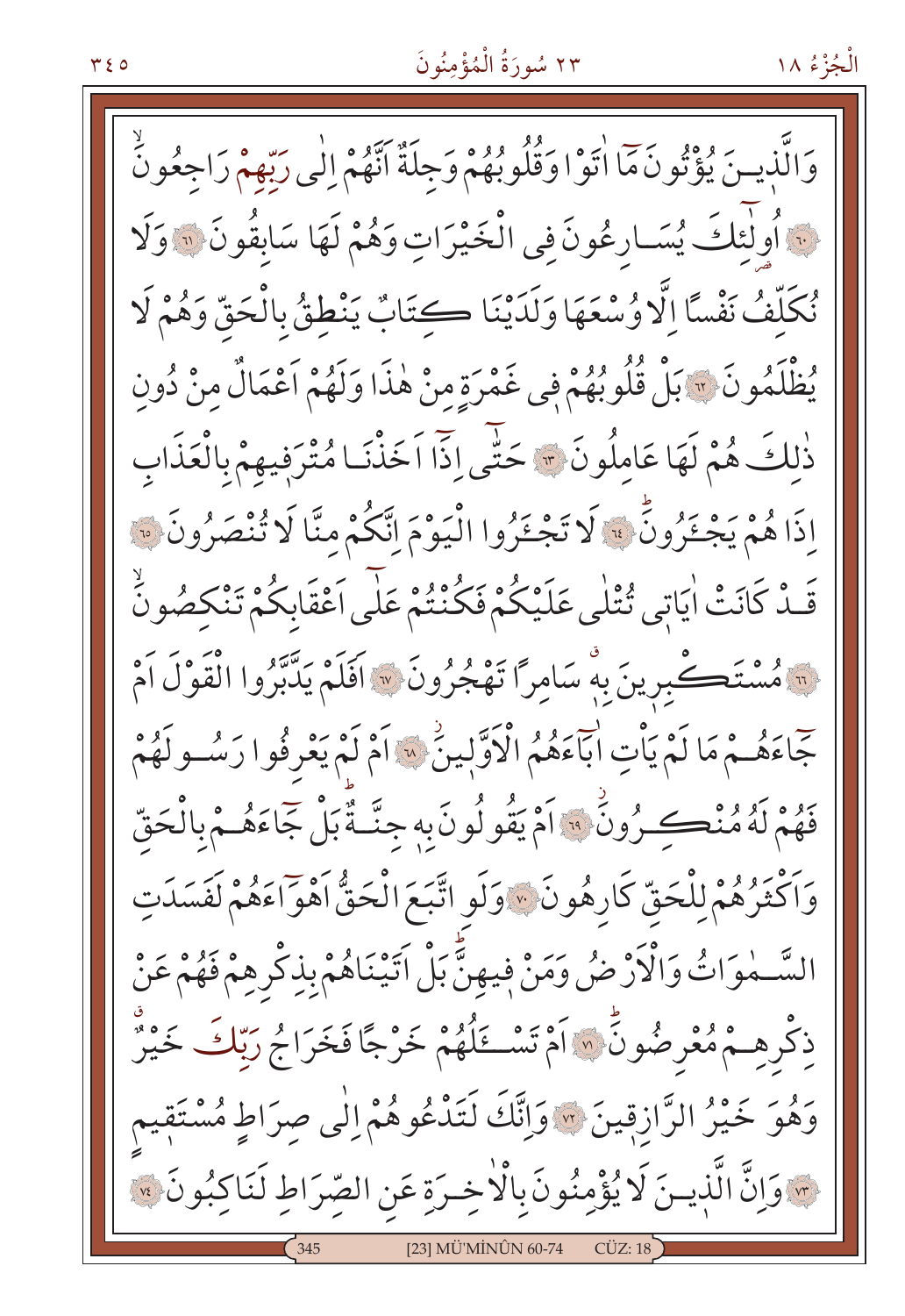وَالَّذٖينَ يُؤْتُونَ مَٓا اٰتَوْا وَقُلُوبُهُمْ وَجِلَةٌ اَنَّهُمْ اِلٰى رَبِّهِمْ رَاجِعُونَۙ ﴿٦٠﴾ اُو۬لٰٓئِكَ يُسَارِعُونَ فِي الْخَيْرَاتِ وَهُمْ لَهَا سَابِقُونَ ﴿٦١﴾ وَلَا نُكَلِّفُ نَفْسًا اِلَّا وُسْعَهَا وَلَدَيْنَا كِتَابٌ يَنْطِقُ بِالْحَقِّ وَهُمْ لَا يُظْلَمُونَ ﴿٦٢﴾ بَلْ قُلُوبُهُمْ فٖي غَمْرَةٍ مِنْ هٰذَا وَلَهُمْ اَعْمَالٌ مِنْ دُونِ ذٰلِكَ هُمْ لَهَا عَامِلُونَ ﴿٦٣﴾ حَتّٰٓى اِذَٓا اَخَذْنَا مُتْرَفٖيهِمْ بِالْعَذَابِ اِذَا هُمْ يَجْـَٔرُونَۜ ﴿٦٤﴾ لَا تَجْـَٔرُوا الْيَوْمَ اِنَّكُمْ مِنَّا لَا تُنْصَرُونَ ﴿٦٥﴾ قَدْ كَانَتْ اٰيَاتٖي تُتْلٰى عَلَيْكُمْ فَكُنْتُمْ عَلٰٓى اَعْقَابِكُمْ تَنْكِصُونَۙ ﴿٦٦﴾ مُسْتَكْبِرٖينَ بِهٖۗ سَامِرًا تَهْجُرُونَ ﴿٦٧﴾ اَفَلَمْ يَدَّبَّرُوا الْقَوْلَ اَمْ جَٓاءَهُمْ مَا لَمْ يَأْتِ اٰبَٓاءَهُمُ الْاَوَّلٖينَۘ ﴿٦٨﴾ اَمْ لَمْ يَعْرِفُوا رَسُولَهُمْ فَهُمْ لَهُ مُنْكِرُونَۘ ﴿٦٩﴾ اَمْ يَقُولُونَ بِهٖ جِنَّةٌۜ بَلْ جَٓاءَهُمْ بِالْحَقِّ وَاَكْثَرُهُمْ لِلْحَقِّ كَارِهُونَ ﴿٧٠﴾ وَلَوِ اتَّبَعَ الْحَقُّ اَهْوَٓاءَهُمْ لَفَسَدَتِ السَّمٰوَاتُ وَالْاَرْضُ وَمَنْ فٖيهِنَّۜ بَلْ اَتَيْنَاهُمْ بِذِكْرِهِمْ فَهُمْ عَنْ ذِكْرِهِمْ مُعْرِضُونَۜ ﴿٧١﴾ اَمْ تَسْـَٔلُهُمْ خَرْجًا فَخَرَاجُ رَبِّكَ خَيْرٌۗ وَهُوَ خَيْرُ الرَّازِقٖينَ ﴿٧٢﴾ وَاِنَّكَ لَتَدْعُوهُمْ اِلٰى صِرَاطٍ مُسْتَقٖيمٍ ﴿٧٣﴾ وَاِنَّ الَّذٖينَ لَا يُؤْمِنُونَ بِالْاٰخِرَةِ عَنِ الصِّرَاطِ لَنَاكِبُونَ ﴿٧٤﴾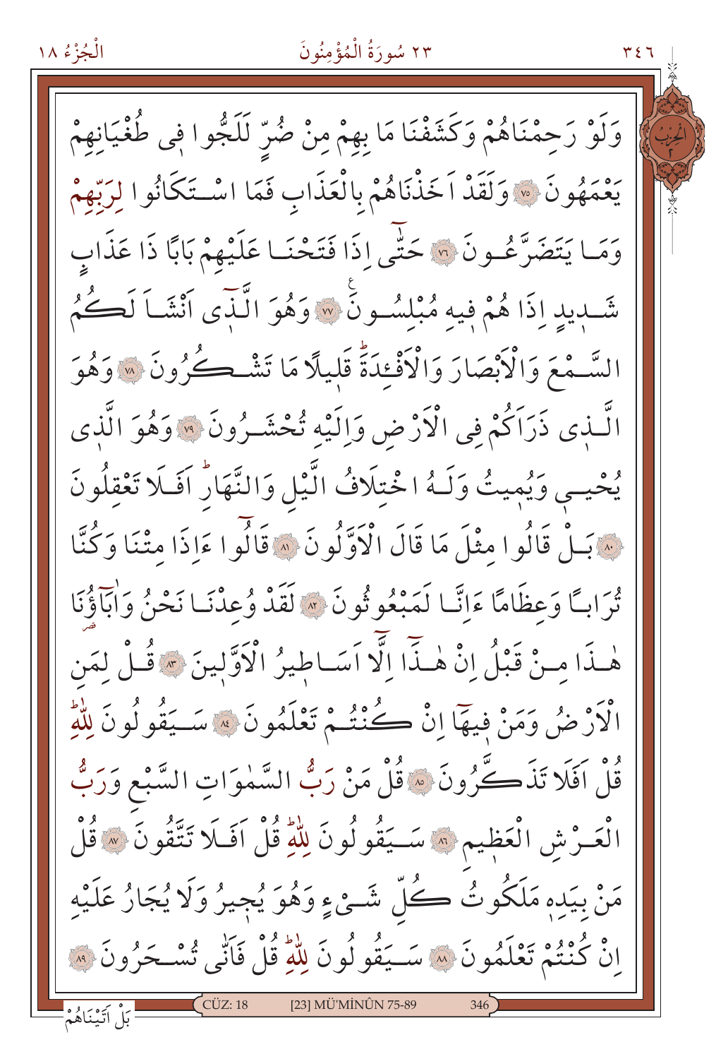وَلَوْ رَحِمْنَاهُمْ وَكَشَفْنَا مَا بِهِمْ مِنْ ضُرٍّ لَلَجُّوا فِى طُغْيَانِهِمْ يَعْمَهُونَ ﴿٧٥﴾ وَلَقَدْ اَخَذْنَاهُمْ بِالْعَذَابِ فَمَا اسْتَكَانُوا لِرَبِّهِمْ وَمَا يَتَضَرَّعُونَ ﴿٧٦﴾ حَتّٰى اِذَا فَتَحْنَا عَلَيْهِمْ بَابًا ذَا عَذَابٍ شَدِيدٍ اِذَا هُمْ فِيهِ مُبْلِسُونَ ﴿٧٧﴾ وَهُوَ الَّذٖى اَنْشَاَ لَكُمُ السَّمْعَ وَالْاَبْصَارَ وَالْاَفْئِدَةَ قَلِيلًا مَا تَشْكُرُونَ ﴿٧٨﴾ وَهُوَ الَّذٖى ذَرَاَكُمْ فِى الْاَرْضِ وَاِلَيْهِ تُحْشَرُونَ ﴿٧٩﴾ وَهُوَ الَّذٖى يُحْيٖى وَيُمِيتُ وَلَهُ اخْتِلَافُ الَّيْلِ وَالنَّهَارِ اَفَلَا تَعْقِلُونَ ﴿٨٠﴾ بَلْ قَالُوا مِثْلَ مَا قَالَ الْاَوَّلُونَ ﴿٨١﴾ قَالُوا ءَاِذَا مِتْنَا وَكُنَّا تُرَابًا وَعِظَامًا ءَاِنَّا لَمَبْعُوثُونَ ﴿٨٢﴾ لَقَدْ وُعِدْنَا نَحْنُ وَاٰبَاؤُنَا هٰذَا مِنْ قَبْلُ اِنْ هٰذَا اِلَّا اَسَاطِيرُ الْاَوَّلِينَ ﴿٨٣﴾ قُلْ لِمَنِ الْاَرْضُ وَمَنْ فِيهَا اِنْ كُنْتُمْ تَعْلَمُونَ ﴿٨٤﴾ سَيَقُولُونَ لِلّٰهِ قُلْ اَفَلَا تَذَكَّرُونَ ﴿٨٥﴾ قُلْ مَنْ رَبُّ السَّمٰوَاتِ السَّبْعِ وَرَبُّ الْعَرْشِ الْعَظِيمِ ﴿٨٦﴾ سَيَقُولُونَ لِلّٰهِ قُلْ اَفَلَا تَتَّقُونَ ﴿٨٧﴾ قُلْ مَنْ بِيَدِهٖ مَلَكُوتُ كُلِّ شَيْءٍ وَهُوَ يُجِيرُ وَلَا يُجَارُ عَلَيْهِ اِنْ كُنْتُمْ تَعْلَمُونَ ﴿٨٨﴾ سَيَقُولُونَ لِلّٰهِ قُلْ فَاَنّٰى تُسْحَرُونَ ﴿٨٩﴾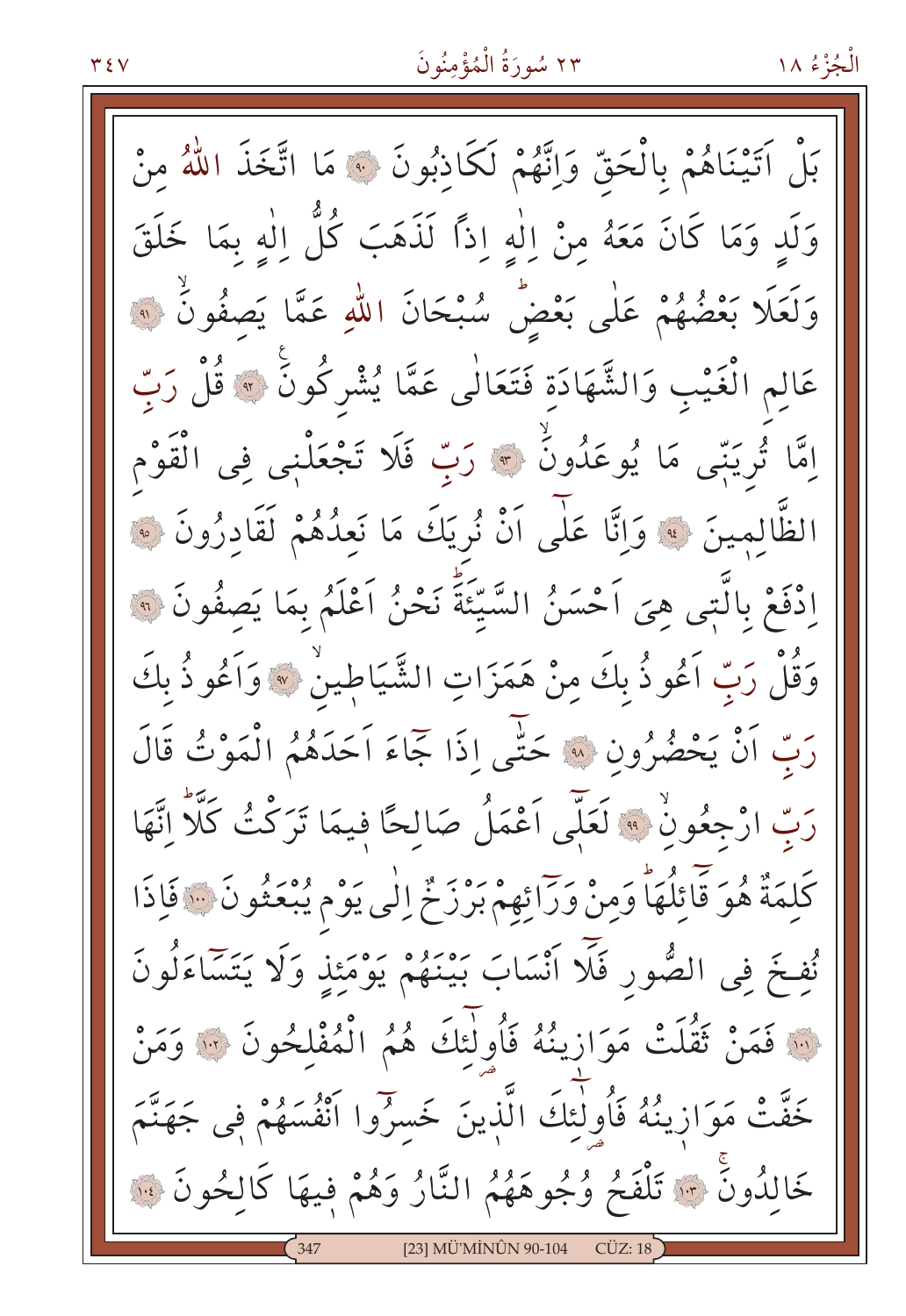بَلْ اَتَيْنَاهُمْ بِالْحَقِّ وَاِنَّهُمْ لَكَاذِبُونَ ﴿٩٠﴾ مَا اتَّخَذَ اللّٰهُ مِنْ وَلَدٍ وَمَا كَانَ مَعَهُ مِنْ اِلٰهٍ اِذاً لَذَهَبَ كُلُّ اِلٰهٍ بِمَا خَلَقَ وَلَعَلَا بَعْضُهُمْ عَلٰى بَعْضٍۜ سُبْحَانَ اللّٰهِ عَمَّا يَصِفُونَۙ ﴿٩١﴾ عَالِمِ الْغَيْبِ وَالشَّهَادَةِ فَتَعَالٰى عَمَّا يُشْرِكُونَ۟ ﴿٩٢﴾ قُلْ رَبِّ اِمَّا تُرِيَنّ۪ي مَا يُوعَدُونَۙ ﴿٩٣﴾ رَبِّ فَلَا تَجْعَلْن۪ي فِي الْقَوْمِ الظَّالِم۪ينَ ﴿٩٤﴾ وَاِنَّا عَلٰٓى اَنْ نُرِيَكَ مَا نَعِدُهُمْ لَقَادِرُونَ ﴿٩٥﴾ اِدْفَعْ بِالَّت۪ي هِيَ اَحْسَنُ السَّيِّئَةَۜ نَحْنُ اَعْلَمُ بِمَا يَصِفُونَ ﴿٩٦﴾ وَقُلْ رَبِّ اَعُوذُ بِكَ مِنْ هَمَزَاتِ الشَّيَاط۪ينِۙ ﴿٩٧﴾ وَاَعُوذُ بِكَ رَبِّ اَنْ يَحْضُرُونِ ﴿٩٨﴾ حَتّٰٓى اِذَا جَٓاءَ اَحَدَهُمُ الْمَوْتُ قَالَ رَبِّ ارْجِعُونِۙ ﴿٩٩﴾ لَعَلّ۪ٓي اَعْمَلُ صَالِحاً ف۪يمَا تَرَكْتُ كَلَّاۜ اِنَّهَا كَلِمَةٌ هُوَ قَٓائِلُهَاۜ وَمِنْ وَرَٓائِهِمْ بَرْزَخٌ اِلٰى يَوْمِ يُبْعَثُونَ ﴿١٠٠﴾ فَاِذَا نُفِخَ فِي الصُّورِ فَلَٓا اَنْسَابَ بَيْنَهُمْ يَوْمَئِذٍ وَلَا يَتَسَٓاءَلُونَ ﴿١٠١﴾ فَمَنْ ثَقُلَتْ مَوَاز۪ينُهُ فَاُو۬لٰٓئِكَ هُمُ الْمُفْلِحُونَ ﴿١٠٢﴾ وَمَنْ خَفَّتْ مَوَاز۪ينُهُ فَاُو۬لٰٓئِكَ الَّذ۪ينَ خَسِرُٓوا اَنْفُسَهُمْ ف۪ي جَهَنَّمَ خَالِدُونَ۟ ﴿١٠٣﴾ تَلْفَحُ وُجُوهَهُمُ النَّارُ وَهُمْ ف۪يهَا كَالِحُونَ ﴿١٠٤﴾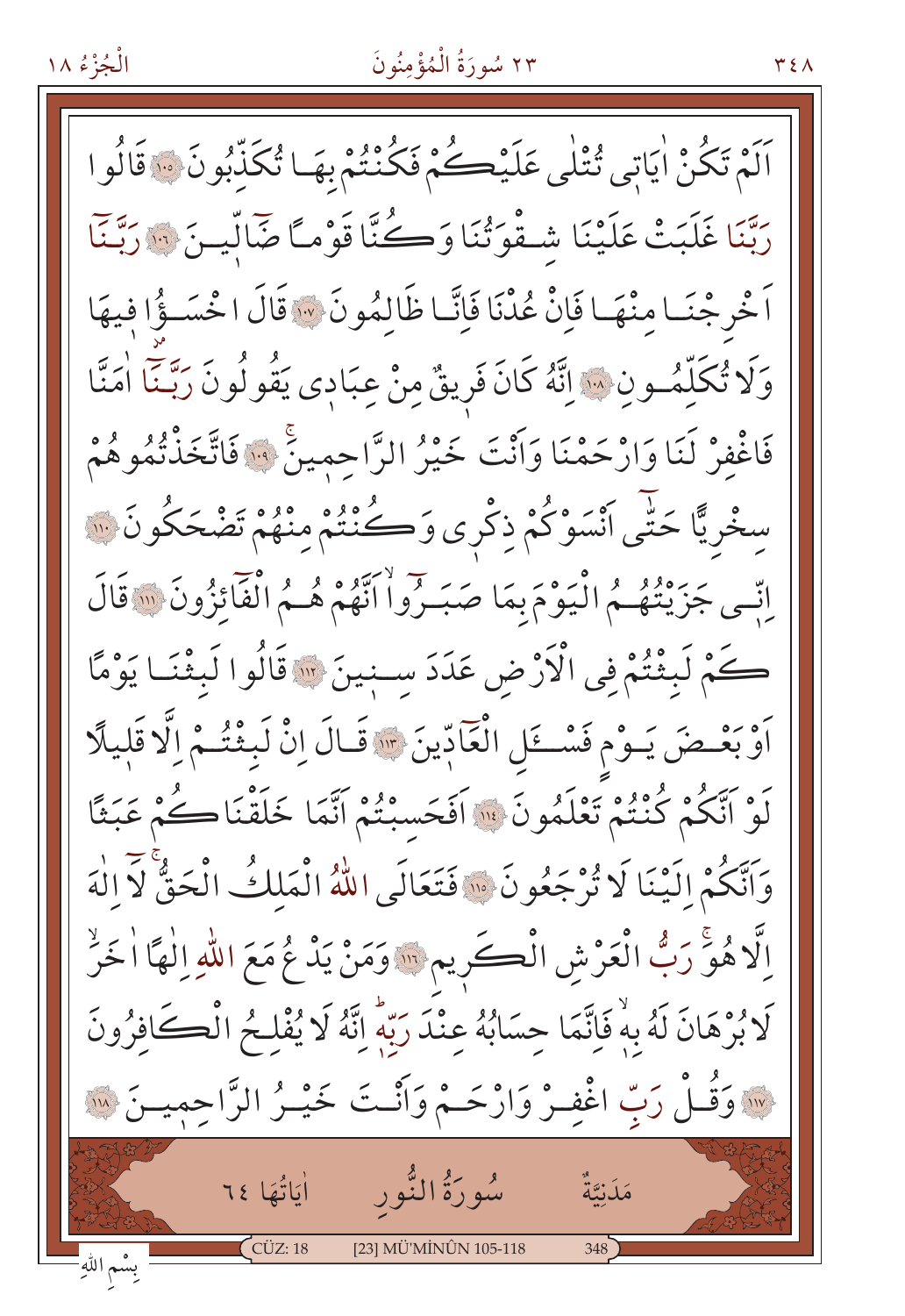اَلَمْ تَكُنْ اٰيَاتٖى تُتْلٰى عَلَيْكُمْ فَكُنْتُمْ بِهَا تُكَذِّبُونَ ﴿١٠٥﴾ قَالُوا رَبَّنَا غَلَبَتْ عَلَيْنَا شِقْوَتُنَا وَكُنَّا قَوْمًا ضَٓالّٖينَ ﴿١٠٦﴾ رَبَّنَٓا اَخْرِجْنَا مِنْهَا فَاِنْ عُدْنَا فَاِنَّا ظَالِمُونَ ﴿١٠٧﴾ قَالَ اخْسَؤُا فٖيهَا وَلَا تُكَلِّمُونِ ﴿١٠٨﴾ اِنَّهُ كَانَ فَرٖيقٌ مِنْ عِبَادٖى يَقُولُونَ رَبَّنَٓا اٰمَنَّا فَاغْفِرْ لَنَا وَارْحَمْنَا وَاَنْتَ خَيْرُ الرَّاحِمٖينَۚ ﴿١٠٩﴾ فَاتَّخَذْتُمُوهُمْ سِخْرِيًّا حَتّٰٓى اَنْسَوْكُمْ ذِكْرٖى وَكُنْتُمْ مِنْهُمْ تَضْحَكُونَ ﴿١١٠﴾ اِنّٖى جَزَيْتُهُمُ الْيَوْمَ بِمَا صَبَرُٓوا اَنَّهُمْ هُمُ الْفَٓائِزُونَ ﴿١١١﴾ قَالَ كَمْ لَبِثْتُمْ فِى الْاَرْضِ عَدَدَ سِنٖينَ ﴿١١٢﴾ قَالُوا لَبِثْنَا يَوْمًا اَوْ بَعْضَ يَوْمٍ فَسْـَٔلِ الْعَٓادّٖينَ ﴿١١٣﴾ قَالَ اِنْ لَبِثْتُمْ اِلَّا قَلٖيلًا لَوْ اَنَّكُمْ كُنْتُمْ تَعْلَمُونَ ﴿١١٤﴾ اَفَحَسِبْتُمْ اَنَّمَا خَلَقْنَاكُمْ عَبَثًا وَاَنَّكُمْ اِلَيْنَا لَا تُرْجَعُونَ ﴿١١٥﴾ فَتَعَالَى اللّٰهُ الْمَلِكُ الْحَقُّۚ لَٓا اِلٰهَ اِلَّا هُوَۚ رَبُّ الْعَرْشِ الْكَرٖيمِ ﴿١١٦﴾ وَمَنْ يَدْعُ مَعَ اللّٰهِ اِلٰهًا اٰخَرَ لَا بُرْهَانَ لَهُ بِهٖ فَاِنَّمَا حِسَابُهُ عِنْدَ رَبِّهٖ اِنَّهُ لَا يُفْلِحُ الْكَافِرُونَ ﴿١١٧﴾ وَقُلْ رَبِّ اغْفِرْ وَارْحَمْ وَاَنْتَ خَيْرُ الرَّاحِمٖينَ ﴿١١٨﴾

## سُورَةُ النُّورِ

مَدَنِيَّةٌ — اٰيَاتُهَا ٦٤

بِسْمِ اللّٰهِ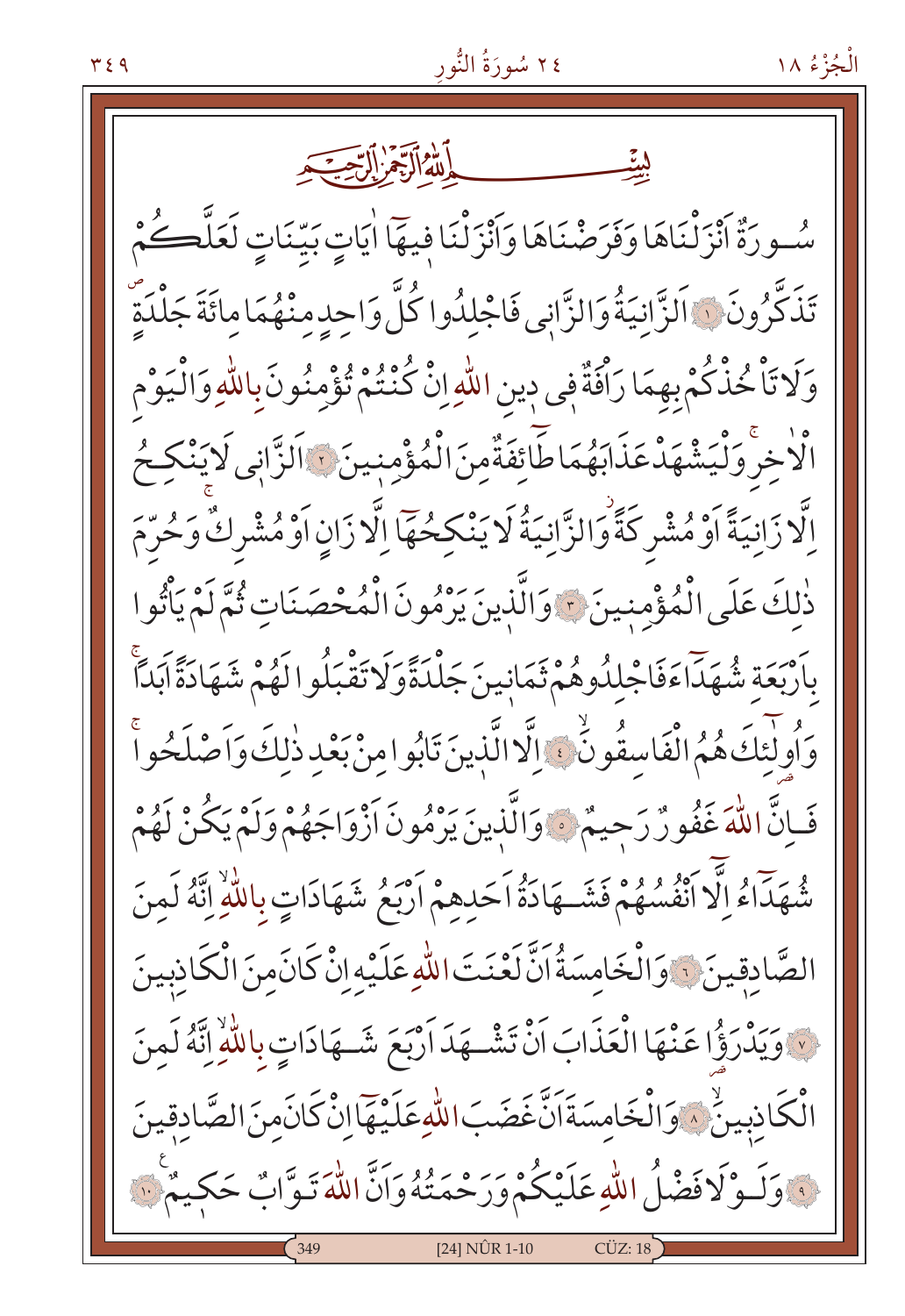بِسْمِ اللّٰهِ الرَّحْمٰنِ الرَّح۪يمِ

سُورَةٌ اَنْزَلْنَاهَا وَفَرَضْنَاهَا وَاَنْزَلْنَا ف۪يهَٓا اٰيَاتٍ بَيِّنَاتٍ لَعَلَّكُمْ تَذَكَّرُونَ ﴿١﴾ اَلزَّانِيَةُ وَالزَّان۪ي فَاجْلِدُوا كُلَّ وَاحِدٍ مِنْهُمَا مِائَةَ جَلْدَةٍۖ وَلَا تَأْخُذْكُمْ بِهِمَا رَأْفَةٌ ف۪ي د۪ينِ اللّٰهِ اِنْ كُنْتُمْ تُؤْمِنُونَ بِاللّٰهِ وَالْيَوْمِ الْاٰخِرِۚ وَلْيَشْهَدْ عَذَابَهُمَا طَٓائِفَةٌ مِنَ الْمُؤْمِن۪ينَ ﴿٢﴾ اَلزَّان۪ي لَا يَنْكِحُ اِلَّا زَانِيَةً اَوْ مُشْرِكَةًۘ وَالزَّانِيَةُ لَا يَنْكِحُهَٓا اِلَّا زَانٍ اَوْ مُشْرِكٌۚ وَحُرِّمَ ذٰلِكَ عَلَى الْمُؤْمِن۪ينَ ﴿٣﴾ وَالَّذ۪ينَ يَرْمُونَ الْمُحْصَنَاتِ ثُمَّ لَمْ يَأْتُوا بِاَرْبَعَةِ شُهَدَٓاءَ فَاجْلِدُوهُمْ ثَمَان۪ينَ جَلْدَةً وَلَا تَقْبَلُوا لَهُمْ شَهَادَةً اَبَداًۚ وَاُو۬لٰٓئِكَ هُمُ الْفَاسِقُونَۙ ﴿٤﴾ اِلَّا الَّذ۪ينَ تَابُوا مِنْ بَعْدِ ذٰلِكَ وَاَصْلَحُواۚ فَاِنَّ اللّٰهَ غَفُورٌ رَح۪يمٌ ﴿٥﴾ وَالَّذ۪ينَ يَرْمُونَ اَزْوَاجَهُمْ وَلَمْ يَكُنْ لَهُمْ شُهَدَٓاءُ اِلَّٓا اَنْفُسُهُمْ فَشَهَادَةُ اَحَدِهِمْ اَرْبَعُ شَهَادَاتٍ بِاللّٰهِۙ اِنَّهُ لَمِنَ الصَّادِق۪ينَ ﴿٦﴾ وَالْخَامِسَةُ اَنَّ لَعْنَتَ اللّٰهِ عَلَيْهِ اِنْ كَانَ مِنَ الْكَاذِب۪ينَ ﴿٧﴾ وَيَدْرَؤُا عَنْهَا الْعَذَابَ اَنْ تَشْهَدَ اَرْبَعَ شَهَادَاتٍ بِاللّٰهِۙ اِنَّهُ لَمِنَ الْكَاذِب۪ينَۙ ﴿٨﴾ وَالْخَامِسَةَ اَنَّ غَضَبَ اللّٰهِ عَلَيْهَٓا اِنْ كَانَ مِنَ الصَّادِق۪ينَ ﴿٩﴾ وَلَوْلَا فَضْلُ اللّٰهِ عَلَيْكُمْ وَرَحْمَتُهُ وَاَنَّ اللّٰهَ تَوَّابٌ حَك۪يمٌ ﴿١٠﴾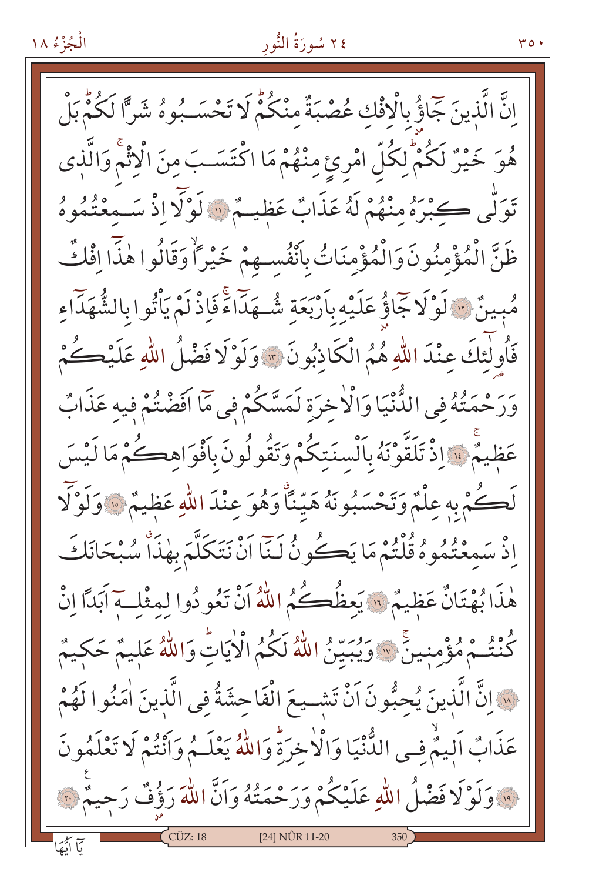اِنَّ الَّذٖينَ جَٓاؤُ بِالْاِفْكِ عُصْبَةٌ مِنْكُمْؕ لَا تَحْسَبُوهُ شَرًّا لَكُمْؕ بَلْ هُوَ خَيْرٌ لَكُمْؕ لِكُلِّ امْرِئٍ مِنْهُمْ مَا اكْتَسَبَ مِنَ الْاِثْمِۚ وَالَّذٖى تَوَلّٰى كِبْرَهُ مِنْهُمْ لَهُ عَذَابٌ عَظٖيمٌ ﴿١١﴾ لَوْلَٓا اِذْ سَمِعْتُمُوهُ ظَنَّ الْمُؤْمِنُونَ وَالْمُؤْمِنَاتُ بِاَنْفُسِهِمْ خَيْرًاۙ وَقَالُوا هٰذَٓا اِفْكٌ مُبٖينٌ ﴿١٢﴾ لَوْلَا جَٓاؤُ عَلَيْهِ بِاَرْبَعَةِ شُهَدَٓاءَۚ فَاِذْ لَمْ يَأْتُوا بِالشُّهَدَٓاءِ فَاُو۬لٰٓئِكَ عِنْدَ اللّٰهِ هُمُ الْكَاذِبُونَ ﴿١٣﴾ وَلَوْلَا فَضْلُ اللّٰهِ عَلَيْكُمْ وَرَحْمَتُهُ فِى الدُّنْيَا وَالْاٰخِرَةِ لَمَسَّكُمْ فٖى مَٓا اَفَضْتُمْ فٖيهِ عَذَابٌ عَظٖيمٌۚ ﴿١٤﴾ اِذْ تَلَقَّوْنَهُ بِاَلْسِنَتِكُمْ وَتَقُولُونَ بِاَفْوَاهِكُمْ مَا لَيْسَ لَكُمْ بِهٖ عِلْمٌ وَتَحْسَبُونَهُ هَيِّنًاۗ وَهُوَ عِنْدَ اللّٰهِ عَظٖيمٌ ﴿١٥﴾ وَلَوْلَٓا اِذْ سَمِعْتُمُوهُ قُلْتُمْ مَا يَكُونُ لَنَٓا اَنْ نَتَكَلَّمَ بِهٰذَاۗ سُبْحَانَكَ هٰذَا بُهْتَانٌ عَظٖيمٌ ﴿١٦﴾ يَعِظُكُمُ اللّٰهُ اَنْ تَعُودُوا لِمِثْلِهٖٓ اَبَدًا اِنْ كُنْتُمْ مُؤْمِنٖينَۚ ﴿١٧﴾ وَيُبَيِّنُ اللّٰهُ لَكُمُ الْاٰيَاتِؕ وَاللّٰهُ عَلٖيمٌ حَكٖيمٌ ﴿١٨﴾ اِنَّ الَّذٖينَ يُحِبُّونَ اَنْ تَشٖيعَ الْفَاحِشَةُ فِى الَّذٖينَ اٰمَنُوا لَهُمْ عَذَابٌ اَلٖيمٌۙ فِى الدُّنْيَا وَالْاٰخِرَةِؕ وَاللّٰهُ يَعْلَمُ وَاَنْتُمْ لَا تَعْلَمُونَ ﴿١٩﴾ وَلَوْلَا فَضْلُ اللّٰهِ عَلَيْكُمْ وَرَحْمَتُهُ وَاَنَّ اللّٰهَ رَؤُفٌ رَحٖيمٌ ﴿٢٠﴾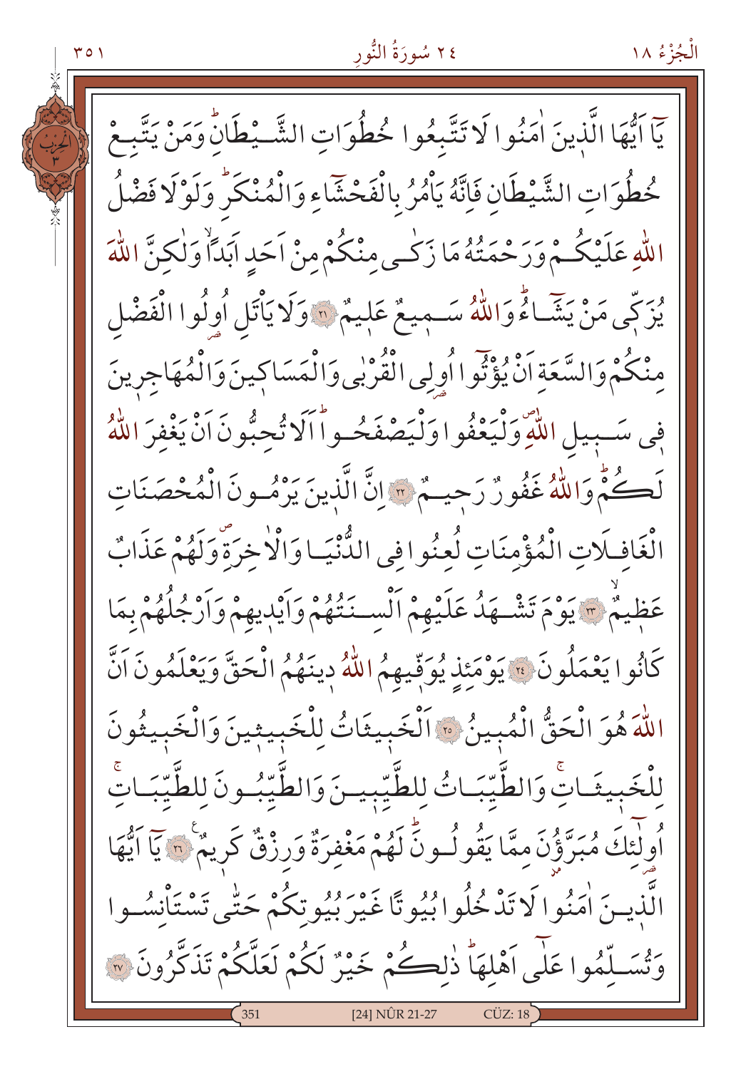يَٓا اَيُّهَا الَّذٖينَ اٰمَنُوا لَا تَتَّبِعُوا خُطُوَاتِ الشَّيْطَانِۜ وَمَنْ يَتَّبِعْ خُطُوَاتِ الشَّيْطَانِ فَاِنَّهُ يَاْمُرُ بِالْفَحْشَٓاءِ وَالْمُنْكَرِۜ وَلَوْلَا فَضْلُ اللّٰهِ عَلَيْكُمْ وَرَحْمَتُهُ مَا زَكٰى مِنْكُمْ مِنْ اَحَدٍ اَبَدًاۙ وَلٰكِنَّ اللّٰهَ يُزَكّٖي مَنْ يَشَٓاءُۜ وَاللّٰهُ سَمٖيعٌ عَلٖيمٌ ﴿٢١﴾ وَلَا يَاْتَلِ اُو۬لُوا الْفَضْلِ مِنْكُمْ وَالسَّعَةِ اَنْ يُؤْتُٓوا اُو۬لِي الْقُرْبٰى وَالْمَسَاكٖينَ وَالْمُهَاجِرٖينَ فٖي سَبٖيلِ اللّٰهِۖ وَلْيَعْفُوا وَلْيَصْفَحُواۜ اَلَا تُحِبُّونَ اَنْ يَغْفِرَ اللّٰهُ لَكُمْۜ وَاللّٰهُ غَفُورٌ رَحٖيمٌ ﴿٢٢﴾ اِنَّ الَّذٖينَ يَرْمُونَ الْمُحْصَنَاتِ الْغَافِلَاتِ الْمُؤْمِنَاتِ لُعِنُوا فِي الدُّنْيَا وَالْاٰخِرَةِۖ وَلَهُمْ عَذَابٌ عَظٖيمٌۙ ﴿٢٣﴾ يَوْمَ تَشْهَدُ عَلَيْهِمْ اَلْسِنَتُهُمْ وَاَيْدٖيهِمْ وَاَرْجُلُهُمْ بِمَا كَانُوا يَعْمَلُونَ ﴿٢٤﴾ يَوْمَئِذٍ يُوَفّٖيهِمُ اللّٰهُ دٖينَهُمُ الْحَقَّ وَيَعْلَمُونَ اَنَّ اللّٰهَ هُوَ الْحَقُّ الْمُبٖينُ ﴿٢٥﴾ اَلْخَبٖيثَاتُ لِلْخَبٖيثٖينَ وَالْخَبٖيثُونَ لِلْخَبٖيثَاتِۚ وَالطَّيِّبَاتُ لِلطَّيِّبٖينَ وَالطَّيِّبُونَ لِلطَّيِّبَاتِۚ اُو۬لٰٓئِكَ مُبَرَّؤُ۫نَ مِمَّا يَقُولُونَۜ لَهُمْ مَغْفِرَةٌ وَرِزْقٌ كَرٖيمٌ ﴿٢٦﴾ يَٓا اَيُّهَا الَّذٖينَ اٰمَنُوا لَا تَدْخُلُوا بُيُوتًا غَيْرَ بُيُوتِكُمْ حَتّٰى تَسْتَاْنِسُوا وَتُسَلِّمُوا عَلٰٓى اَهْلِهَاۜ ذٰلِكُمْ خَيْرٌ لَكُمْ لَعَلَّكُمْ تَذَكَّرُونَ ﴿٢٧﴾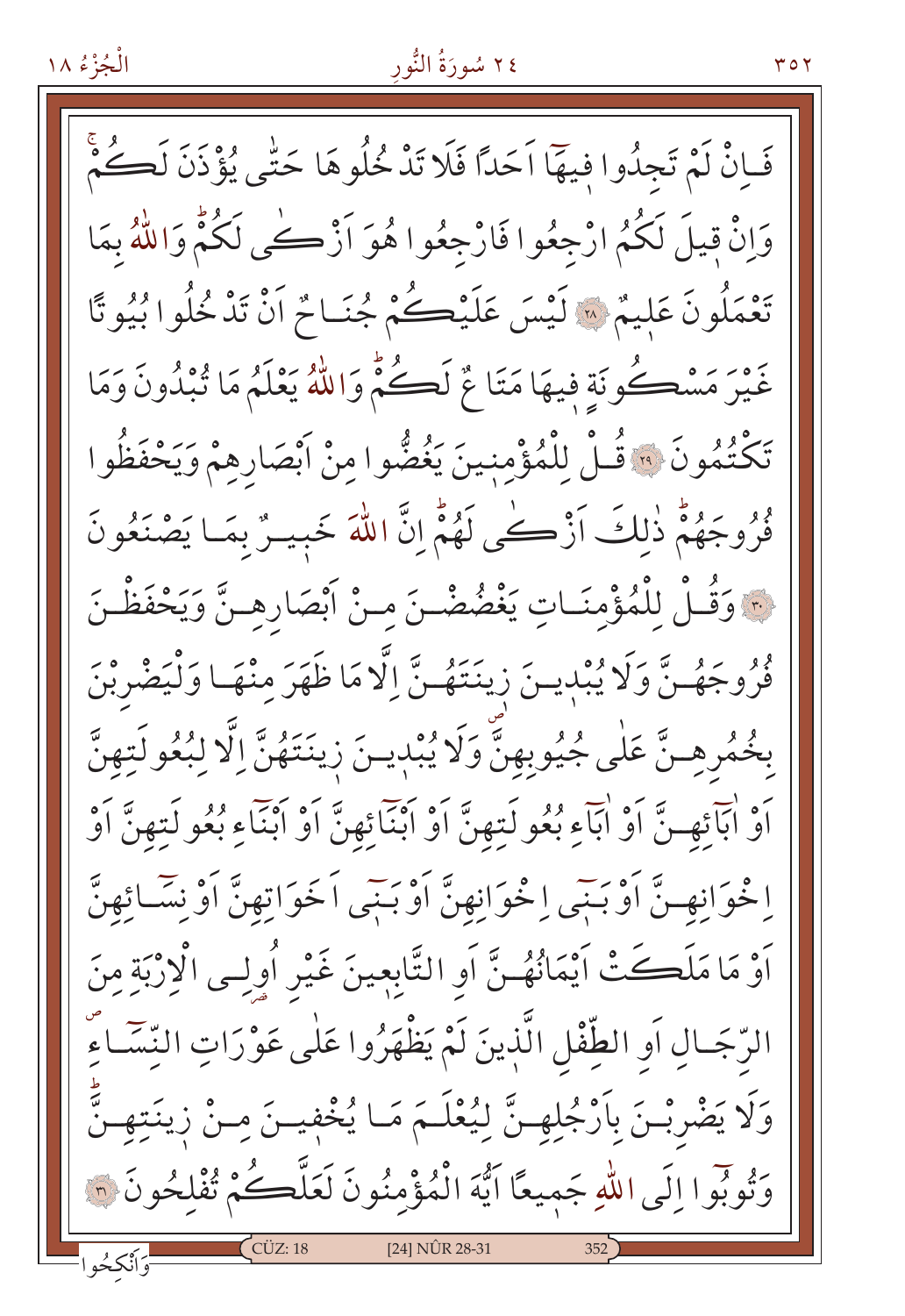فَاِنْ لَمْ تَجِدُوا فٖيهَٓا اَحَدًا فَلَا تَدْخُلُوهَا حَتّٰى يُؤْذَنَ لَكُمْۚ وَاِنْ قٖيلَ لَكُمُ ارْجِعُوا فَارْجِعُوا هُوَ اَزْكٰى لَكُمْۜ وَاللّٰهُ بِمَا تَعْمَلُونَ عَلٖيمٌ ﴿٢٨﴾ لَيْسَ عَلَيْكُمْ جُنَاحٌ اَنْ تَدْخُلُوا بُيُوتًا غَيْرَ مَسْكُونَةٍ فٖيهَا مَتَاعٌ لَكُمْۜ وَاللّٰهُ يَعْلَمُ مَا تُبْدُونَ وَمَا تَكْتُمُونَ ﴿٢٩﴾ قُلْ لِلْمُؤْمِنٖينَ يَغُضُّوا مِنْ اَبْصَارِهِمْ وَيَحْفَظُوا فُرُوجَهُمْۜ ذٰلِكَ اَزْكٰى لَهُمْۜ اِنَّ اللّٰهَ خَبٖيرٌ بِمَا يَصْنَعُونَ ﴿٣٠﴾ وَقُلْ لِلْمُؤْمِنَاتِ يَغْضُضْنَ مِنْ اَبْصَارِهِنَّ وَيَحْفَظْنَ فُرُوجَهُنَّ وَلَا يُبْدٖينَ زٖينَتَهُنَّ اِلَّا مَا ظَهَرَ مِنْهَا وَلْيَضْرِبْنَ بِخُمُرِهِنَّ عَلٰى جُيُوبِهِنَّۖ وَلَا يُبْدٖينَ زٖينَتَهُنَّ اِلَّا لِبُعُولَتِهِنَّ اَوْ اٰبَٓائِهِنَّ اَوْ اٰبَٓاءِ بُعُولَتِهِنَّ اَوْ اَبْنَٓائِهِنَّ اَوْ اَبْنَٓاءِ بُعُولَتِهِنَّ اَوْ اِخْوَانِهِنَّ اَوْ بَنٖٓي اِخْوَانِهِنَّ اَوْ بَنٖٓي اَخَوَاتِهِنَّ اَوْ نِسَٓائِهِنَّ اَوْ مَا مَلَكَتْ اَيْمَانُهُنَّ اَوِ التَّابِعٖينَ غَيْرِ اُولِي الْاِرْبَةِ مِنَ الرِّجَالِ اَوِ الطِّفْلِ الَّذٖينَ لَمْ يَظْهَرُوا عَلٰى عَوْرَاتِ النِّسَٓاءِۖ وَلَا يَضْرِبْنَ بِاَرْجُلِهِنَّ لِيُعْلَمَ مَا يُخْفٖينَ مِنْ زٖينَتِهِنَّۜ وَتُوبُٓوا اِلَى اللّٰهِ جَمٖيعًا اَيُّهَ الْمُؤْمِنُونَ لَعَلَّكُمْ تُفْلِحُونَ ﴿٣١﴾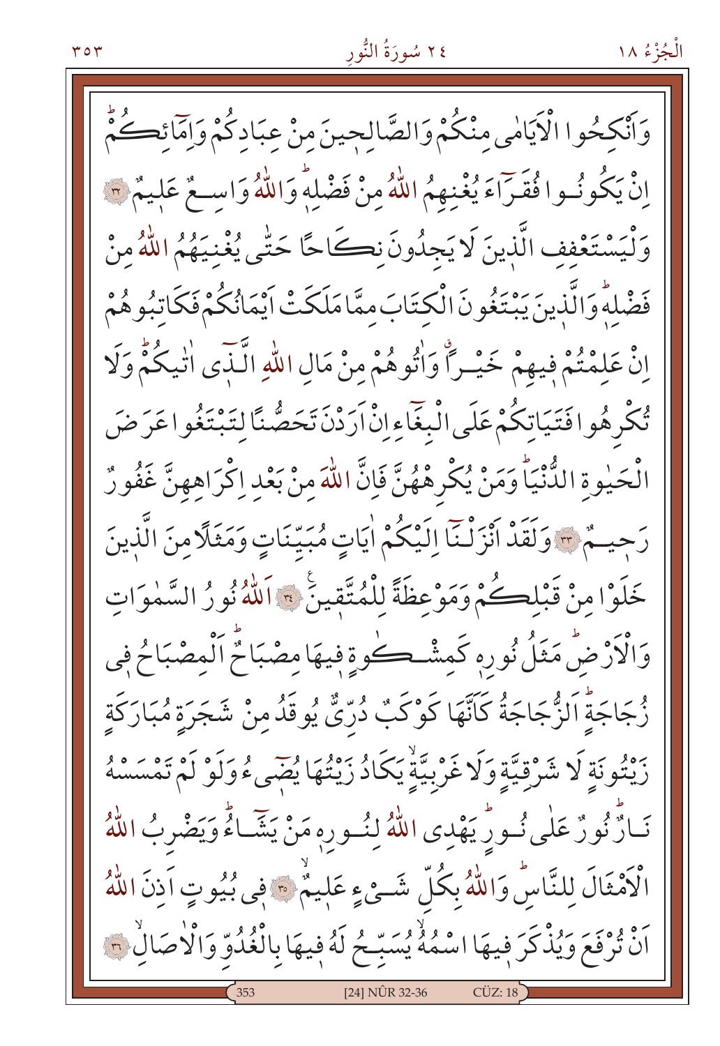وَاَنْكِحُوا الْاَيَامٰى مِنْكُمْ وَالصَّالِحينَ مِنْ عِبَادِكُمْ وَاِمَٓائِكُمْۜ اِنْ يَكُونُوا فُقَرَٓاءَ يُغْنِهِمُ اللّٰهُ مِنْ فَضْلِهٖۜ وَاللّٰهُ وَاسِعٌ عَلٖيمٌ ﴿٣٢﴾ وَلْيَسْتَعْفِفِ الَّذٖينَ لَا يَجِدُونَ نِكَاحًا حَتّٰى يُغْنِيَهُمُ اللّٰهُ مِنْ فَضْلِهٖۜ وَالَّذٖينَ يَبْتَغُونَ الْكِتَابَ مِمَّا مَلَكَتْ اَيْمَانُكُمْ فَكَاتِبُوهُمْ اِنْ عَلِمْتُمْ فٖيهِمْ خَيْرًاۗ وَاٰتُوهُمْ مِنْ مَالِ اللّٰهِ الَّذٖٓى اٰتٰيكُمْۜ وَلَا تُكْرِهُوا فَتَيَاتِكُمْ عَلَى الْبِغَٓاءِ اِنْ اَرَدْنَ تَحَصُّنًا لِتَبْتَغُوا عَرَضَ الْحَيٰوةِ الدُّنْيَاۜ وَمَنْ يُكْرِهْهُنَّ فَاِنَّ اللّٰهَ مِنْ بَعْدِ اِكْرَاهِهِنَّ غَفُورٌ رَحٖيمٌ ﴿٣٣﴾ وَلَقَدْ اَنْزَلْنَٓا اِلَيْكُمْ اٰيَاتٍ مُبَيِّنَاتٍ وَمَثَلًا مِنَ الَّذٖينَ خَلَوْا مِنْ قَبْلِكُمْ وَمَوْعِظَةً لِلْمُتَّقٖينَ ﴿٣٤﴾ اَللّٰهُ نُورُ السَّمٰوَاتِ وَالْاَرْضِۜ مَثَلُ نُورِهٖ كَمِشْكٰوةٍ فٖيهَا مِصْبَاحٌۜ اَلْمِصْبَاحُ فٖى زُجَاجَةٍۜ اَلزُّجَاجَةُ كَاَنَّهَا كَوْكَبٌ دُرِّيٌّ يُوقَدُ مِنْ شَجَرَةٍ مُبَارَكَةٍ زَيْتُونَةٍ لَا شَرْقِيَّةٍ وَلَا غَرْبِيَّةٍۙ يَكَادُ زَيْتُهَا يُضٖٓيءُ وَلَوْ لَمْ تَمْسَسْهُ نَارٌۜ نُورٌ عَلٰى نُورٍۜ يَهْدِى اللّٰهُ لِنُورِهٖ مَنْ يَشَٓاءُۜ وَيَضْرِبُ اللّٰهُ الْاَمْثَالَ لِلنَّاسِۜ وَاللّٰهُ بِكُلِّ شَيْءٍ عَلٖيمٌۙ ﴿٣٥﴾ فٖى بُيُوتٍ اَذِنَ اللّٰهُ اَنْ تُرْفَعَ وَيُذْكَرَ فٖيهَا اسْمُهُۙ يُسَبِّحُ لَهُ فٖيهَا بِالْغُدُوِّ وَالْاٰصَالِۙ ﴿٣٦﴾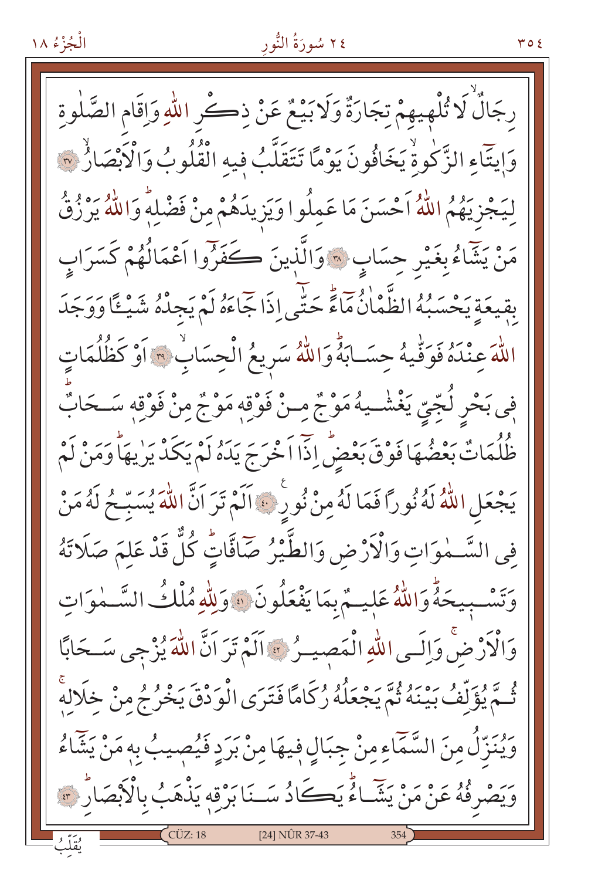رِجَالٌۙ لَا تُلْه۪يهِمْ تِجَارَةٌ وَلَا بَيْعٌ عَنْ ذِكْرِ اللّٰهِ وَاِقَامِ الصَّلٰوةِ وَاِيتَٓاءِ الزَّكٰوةِۙ يَخَافُونَ يَوْمًا تَتَقَلَّبُ ف۪يهِ الْقُلُوبُ وَالْاَبْصَارُۙ ﴿٣٧﴾ لِيَجْزِيَهُمُ اللّٰهُ اَحْسَنَ مَا عَمِلُوا وَيَز۪يدَهُمْ مِنْ فَضْلِه۪ۜ وَاللّٰهُ يَرْزُقُ مَنْ يَشَٓاءُ بِغَيْرِ حِسَابٍ ﴿٣٨﴾ وَالَّذ۪ينَ كَفَرُٓوا اَعْمَالُهُمْ كَسَرَابٍ بِق۪يعَةٍ يَحْسَبُهُ الظَّمْاٰنُ مَٓاءًۜ حَتّٰٓى اِذَا جَٓاءَهُ لَمْ يَجِدْهُ شَيْـًٔا وَوَجَدَ اللّٰهَ عِنْدَهُ فَوَفّٰيهُ حِسَابَهُۜ وَاللّٰهُ سَر۪يعُ الْحِسَابِۙ ﴿٣٩﴾ اَوْ كَظُلُمَاتٍ ف۪ي بَحْرٍ لُجِّيٍّ يَغْشٰيهُ مَوْجٌ مِنْ فَوْقِه۪ مَوْجٌ مِنْ فَوْقِه۪ سَحَابٌۜ ظُلُمَاتٌ بَعْضُهَا فَوْقَ بَعْضٍۜ اِذَٓا اَخْرَجَ يَدَهُ لَمْ يَكَدْ يَرٰيهَاۜ وَمَنْ لَمْ يَجْعَلِ اللّٰهُ لَهُ نُوراً فَمَا لَهُ مِنْ نُورٍ۟ ﴿٤٠﴾ اَلَمْ تَرَ اَنَّ اللّٰهَ يُسَبِّحُ لَهُ مَنْ فِي السَّمٰوَاتِ وَالْاَرْضِ وَالطَّيْرُ صَٓافَّاتٍۜ كُلٌّ قَدْ عَلِمَ صَلَاتَهُ وَتَسْب۪يحَهُۜ وَاللّٰهُ عَل۪يمٌ بِمَا يَفْعَلُونَ ﴿٤١﴾ وَلِلّٰهِ مُلْكُ السَّمٰوَاتِ وَالْاَرْضِۚ وَاِلَى اللّٰهِ الْمَص۪يرُ ﴿٤٢﴾ اَلَمْ تَرَ اَنَّ اللّٰهَ يُزْج۪ي سَحَابًا ثُمَّ يُؤَلِّفُ بَيْنَهُ ثُمَّ يَجْعَلُهُ رُكَامًا فَتَرَى الْوَدْقَ يَخْرُجُ مِنْ خِلَالِه۪ۚ وَيُنَزِّلُ مِنَ السَّمَٓاءِ مِنْ جِبَالٍ ف۪يهَا مِنْ بَرَدٍ فَيُص۪يبُ بِه۪ مَنْ يَشَٓاءُ وَيَصْرِفُهُ عَنْ مَنْ يَشَٓاءُۜ يَكَادُ سَنَا بَرْقِه۪ يَذْهَبُ بِالْاَبْصَارِۜ ﴿٤٣﴾

يُقَلِّبُ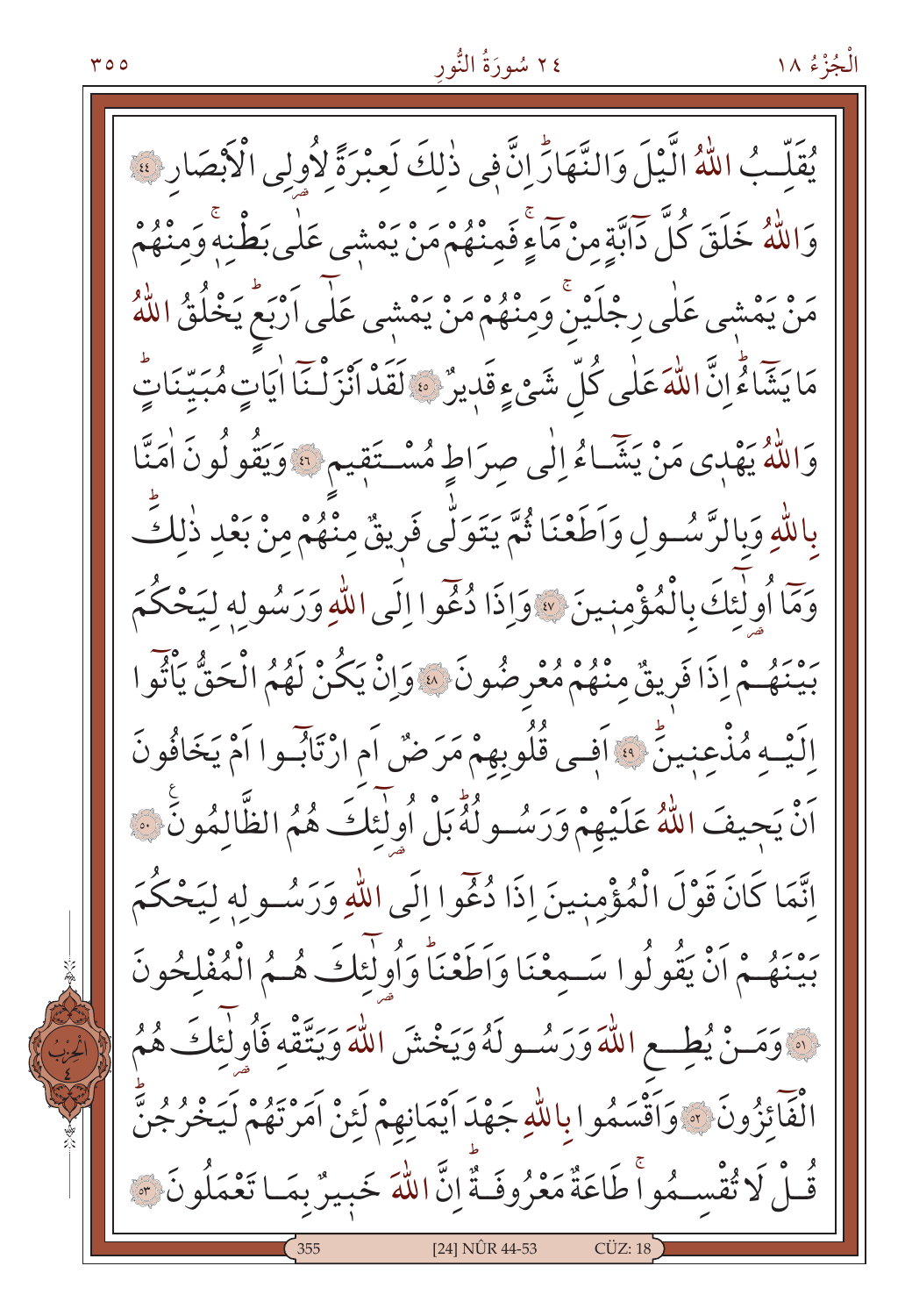يُقَلِّبُ اللّٰهُ الَّيْلَ وَالنَّهَارَۜ اِنَّ فٖي ذٰلِكَ لَعِبْرَةً لِاُو۬لِي الْاَبْصَارِ ﴿٤٤﴾ وَاللّٰهُ خَلَقَ كُلَّ دَٓابَّةٍ مِنْ مَٓاءٍۚ فَمِنْهُمْ مَنْ يَمْشٖي عَلٰى بَطْنِهٖۚ وَمِنْهُمْ مَنْ يَمْشٖي عَلٰى رِجْلَيْنِۚ وَمِنْهُمْ مَنْ يَمْشٖي عَلٰٓى اَرْبَعٍۜ يَخْلُقُ اللّٰهُ مَا يَشَٓاءُۜ اِنَّ اللّٰهَ عَلٰى كُلِّ شَيْءٍ قَدٖيرٌ ﴿٤٥﴾ لَقَدْ اَنْزَلْنَٓا اٰيَاتٍ مُبَيِّنَاتٍۜ وَاللّٰهُ يَهْدٖي مَنْ يَشَٓاءُ اِلٰى صِرَاطٍ مُسْتَقٖيمٍ ﴿٤٦﴾ وَيَقُولُونَ اٰمَنَّا بِاللّٰهِ وَبِالرَّسُولِ وَاَطَعْنَا ثُمَّ يَتَوَلّٰى فَرٖيقٌ مِنْهُمْ مِنْ بَعْدِ ذٰلِكَۜ وَمَٓا اُو۬لٰٓئِكَ بِالْمُؤْمِنٖينَ ﴿٤٧﴾ وَاِذَا دُعُٓوا اِلَى اللّٰهِ وَرَسُولِهٖ لِيَحْكُمَ بَيْنَهُمْ اِذَا فَرٖيقٌ مِنْهُمْ مُعْرِضُونَ ﴿٤٨﴾ وَاِنْ يَكُنْ لَهُمُ الْحَقُّ يَأْتُٓوا اِلَيْهِ مُذْعِنٖينَۜ ﴿٤٩﴾ اَفٖي قُلُوبِهِمْ مَرَضٌ اَمِ ارْتَابُٓوا اَمْ يَخَافُونَ اَنْ يَحٖيفَ اللّٰهُ عَلَيْهِمْ وَرَسُولُهُۜ بَلْ اُو۬لٰٓئِكَ هُمُ الظَّالِمُونَ۟ ﴿٥٠﴾ اِنَّمَا كَانَ قَوْلَ الْمُؤْمِنٖينَ اِذَا دُعُٓوا اِلَى اللّٰهِ وَرَسُولِهٖ لِيَحْكُمَ بَيْنَهُمْ اَنْ يَقُولُوا سَمِعْنَا وَاَطَعْنَاۜ وَاُو۬لٰٓئِكَ هُمُ الْمُفْلِحُونَ ﴿٥١﴾ وَمَنْ يُطِعِ اللّٰهَ وَرَسُولَهُ وَيَخْشَ اللّٰهَ وَيَتَّقْهِ فَاُو۬لٰٓئِكَ هُمُ الْفَٓائِزُونَ ﴿٥٢﴾ وَاَقْسَمُوا بِاللّٰهِ جَهْدَ اَيْمَانِهِمْ لَئِنْ اَمَرْتَهُمْ لَيَخْرُجُنَّۜ قُلْ لَا تُقْسِمُواۚ طَاعَةٌ مَعْرُوفَةٌۜ اِنَّ اللّٰهَ خَبٖيرٌ بِمَا تَعْمَلُونَ ﴿٥٣﴾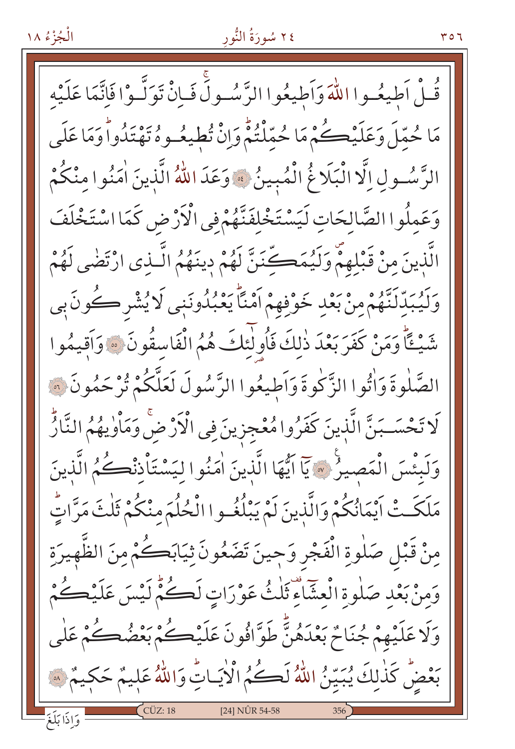قُلْ اَطِيعُوا اللّٰهَ وَاَطِيعُوا الرَّسُولَ فَاِنْ تَوَلَّوْا فَاِنَّمَا عَلَيْهِ مَا حُمِّلَ وَعَلَيْكُمْ مَا حُمِّلْتُمْ وَاِنْ تُطِيعُوهُ تَهْتَدُوا وَمَا عَلَى الرَّسُولِ اِلَّا الْبَلَاغُ الْمُبِينُ ﴿٥٤﴾ وَعَدَ اللّٰهُ الَّذِينَ اٰمَنُوا مِنْكُمْ وَعَمِلُوا الصَّالِحَاتِ لَيَسْتَخْلِفَنَّهُمْ فِي الْاَرْضِ كَمَا اسْتَخْلَفَ الَّذِينَ مِنْ قَبْلِهِمْ وَلَيُمَكِّنَنَّ لَهُمْ دِينَهُمُ الَّذِي ارْتَضٰى لَهُمْ وَلَيُبَدِّلَنَّهُمْ مِنْ بَعْدِ خَوْفِهِمْ اَمْنًا يَعْبُدُونَنِي لَا يُشْرِكُونَ بِي شَيْـًٔا وَمَنْ كَفَرَ بَعْدَ ذٰلِكَ فَاُو۬لٰٓئِكَ هُمُ الْفَاسِقُونَ ﴿٥٥﴾ وَاَقِيمُوا الصَّلٰوةَ وَاٰتُوا الزَّكٰوةَ وَاَطِيعُوا الرَّسُولَ لَعَلَّكُمْ تُرْحَمُونَ ﴿٥٦﴾ لَا تَحْسَبَنَّ الَّذِينَ كَفَرُوا مُعْجِزِينَ فِي الْاَرْضِ وَمَاْوٰيهُمُ النَّارُ وَلَبِئْسَ الْمَصِيرُ ﴿٥٧﴾ يَٓا اَيُّهَا الَّذِينَ اٰمَنُوا لِيَسْتَاْذِنْكُمُ الَّذِينَ مَلَكَتْ اَيْمَانُكُمْ وَالَّذِينَ لَمْ يَبْلُغُوا الْحُلُمَ مِنْكُمْ ثَلٰثَ مَرَّاتٍ مِنْ قَبْلِ صَلٰوةِ الْفَجْرِ وَحِينَ تَضَعُونَ ثِيَابَكُمْ مِنَ الظَّهِيرَةِ وَمِنْ بَعْدِ صَلٰوةِ الْعِشَٓاءِ ثَلٰثُ عَوْرَاتٍ لَكُمْ لَيْسَ عَلَيْكُمْ وَلَا عَلَيْهِمْ جُنَاحٌ بَعْدَهُنَّ طَوَّافُونَ عَلَيْكُمْ بَعْضُكُمْ عَلٰى بَعْضٍ كَذٰلِكَ يُبَيِّنُ اللّٰهُ لَكُمُ الْاٰيَاتِ وَاللّٰهُ عَلِيمٌ حَكِيمٌ ﴿٥٨﴾

وَاِذَا بَلَغَ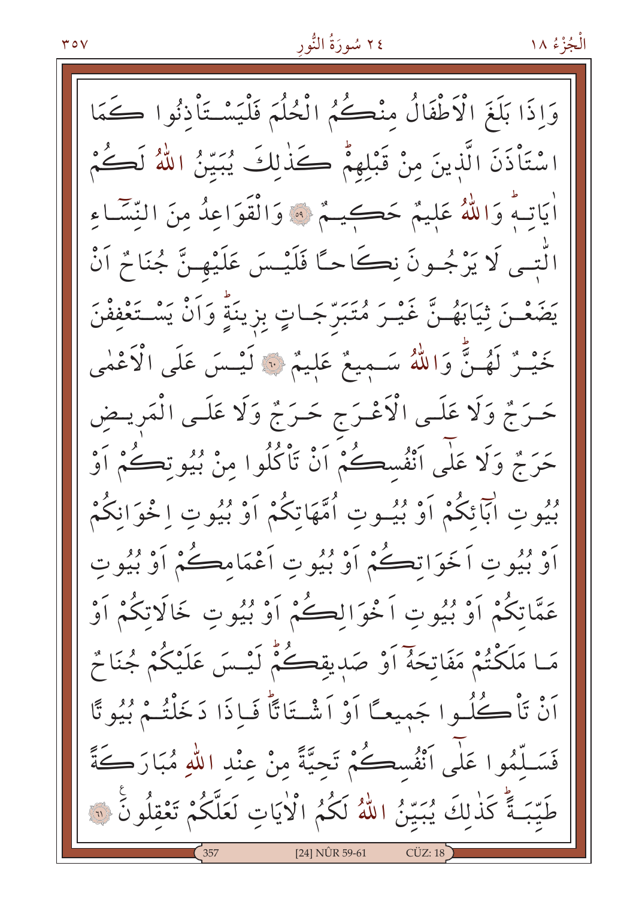وَاِذَا بَلَغَ الْاَطْفَالُ مِنْكُمُ الْحُلُمَ فَلْيَسْتَاْذِنُوا كَمَا اسْتَاْذَنَ الَّذٖينَ مِنْ قَبْلِهِمْۜ كَذٰلِكَ يُبَيِّنُ اللّٰهُ لَكُمْ اٰيَاتِهٖۜ وَاللّٰهُ عَلٖيمٌ حَكٖيمٌ ﴿٥٩﴾ وَالْقَوَاعِدُ مِنَ النِّسَٓاءِ الّٰتٖى لَا يَرْجُونَ نِكَاحًا فَلَيْسَ عَلَيْهِنَّ جُنَاحٌ اَنْ يَضَعْنَ ثِيَابَهُنَّ غَيْرَ مُتَبَرِّجَاتٍ بِزٖينَةٍۜ وَاَنْ يَسْتَعْفِفْنَ خَيْرٌ لَهُنَّۜ وَاللّٰهُ سَمٖيعٌ عَلٖيمٌ ﴿٦٠﴾ لَيْسَ عَلَى الْاَعْمٰى حَرَجٌ وَلَا عَلَى الْاَعْرَجِ حَرَجٌ وَلَا عَلَى الْمَرٖيضِ حَرَجٌ وَلَا عَلٰٓى اَنْفُسِكُمْ اَنْ تَاْكُلُوا مِنْ بُيُوتِكُمْ اَوْ بُيُوتِ اٰبَٓائِكُمْ اَوْ بُيُوتِ اُمَّهَاتِكُمْ اَوْ بُيُوتِ اِخْوَانِكُمْ اَوْ بُيُوتِ اَخَوَاتِكُمْ اَوْ بُيُوتِ اَعْمَامِكُمْ اَوْ بُيُوتِ عَمَّاتِكُمْ اَوْ بُيُوتِ اَخْوَالِكُمْ اَوْ بُيُوتِ خَالَاتِكُمْ اَوْ مَا مَلَكْتُمْ مَفَاتِحَهُٓ اَوْ صَدٖيقِكُمْۜ لَيْسَ عَلَيْكُمْ جُنَاحٌ اَنْ تَاْكُلُوا جَمٖيعًا اَوْ اَشْتَاتًاۜ فَاِذَا دَخَلْتُمْ بُيُوتًا فَسَلِّمُوا عَلٰٓى اَنْفُسِكُمْ تَحِيَّةً مِنْ عِنْدِ اللّٰهِ مُبَارَكَةً طَيِّبَةًۜ كَذٰلِكَ يُبَيِّنُ اللّٰهُ لَكُمُ الْاٰيَاتِ لَعَلَّكُمْ تَعْقِلُونَ ﴿٦١﴾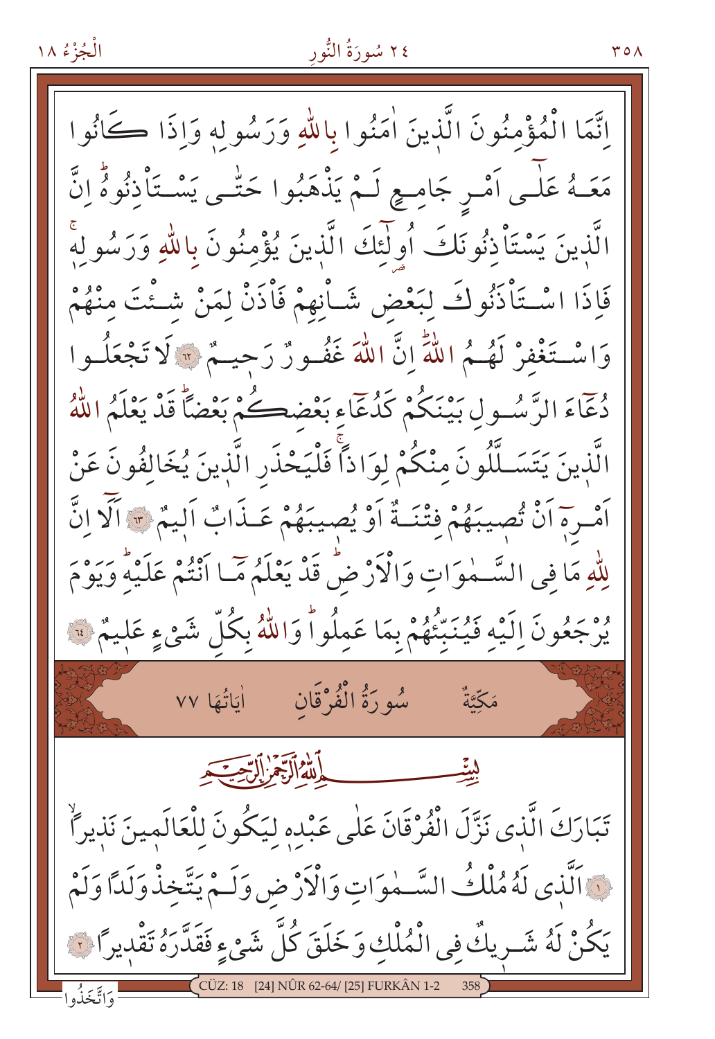اِنَّمَا الْمُؤْمِنُونَ الَّذِينَ اٰمَنُوا بِاللّٰهِ وَرَسُولِهٖ وَاِذَا كَانُوا مَعَهُ عَلٰٓى اَمْرٍ جَامِعٍ لَمْ يَذْهَبُوا حَتّٰى يَسْتَاْذِنُوهُؕ اِنَّ الَّذِينَ يَسْتَاْذِنُونَكَ اُولٰٓئِكَ الَّذِينَ يُؤْمِنُونَ بِاللّٰهِ وَرَسُولِهٖۚ فَاِذَا اسْتَاْذَنُوكَ لِبَعْضِ شَاْنِهِمْ فَاْذَنْ لِمَنْ شِئْتَ مِنْهُمْ وَاسْتَغْفِرْ لَهُمُ اللّٰهَؕ اِنَّ اللّٰهَ غَفُورٌ رَحِيمٌ ﴿٦٢﴾ لَا تَجْعَلُوا دُعَٓاءَ الرَّسُولِ بَيْنَكُمْ كَدُعَٓاءِ بَعْضِكُمْ بَعْضًاؕ قَدْ يَعْلَمُ اللّٰهُ الَّذِينَ يَتَسَلَّلُونَ مِنْكُمْ لِوَاذًاۚ فَلْيَحْذَرِ الَّذِينَ يُخَالِفُونَ عَنْ اَمْرِهٖٓ اَنْ تُصِيبَهُمْ فِتْنَةٌ اَوْ يُصِيبَهُمْ عَذَابٌ اَلِيمٌ ﴿٦٣﴾ اَلَٓا اِنَّ لِلّٰهِ مَا فِى السَّمٰوَاتِ وَالْاَرْضِؕ قَدْ يَعْلَمُ مَٓا اَنْتُمْ عَلَيْهِؕ وَيَوْمَ يُرْجَعُونَ اِلَيْهِ فَيُنَبِّئُهُمْ بِمَا عَمِلُواؕ وَاللّٰهُ بِكُلِّ شَيْءٍ عَلِيمٌ ﴿٦٤﴾

## مَكِّيَّةٌ — سُورَةُ الْفُرْقَانِ — اٰيَاتُهَا ٧٧

بِسْمِ اللّٰهِ الرَّحْمٰنِ الرَّحِيمِ

تَبَارَكَ الَّذِى نَزَّلَ الْفُرْقَانَ عَلٰى عَبْدِهٖ لِيَكُونَ لِلْعَالَمِينَ نَذِيرًاۙ ﴿١﴾ اَلَّذِى لَهُ مُلْكُ السَّمٰوَاتِ وَالْاَرْضِ وَلَمْ يَتَّخِذْ وَلَدًا وَلَمْ يَكُنْ لَهُ شَرِيكٌ فِى الْمُلْكِ وَخَلَقَ كُلَّ شَيْءٍ فَقَدَّرَهُ تَقْدِيرًا ﴿٢﴾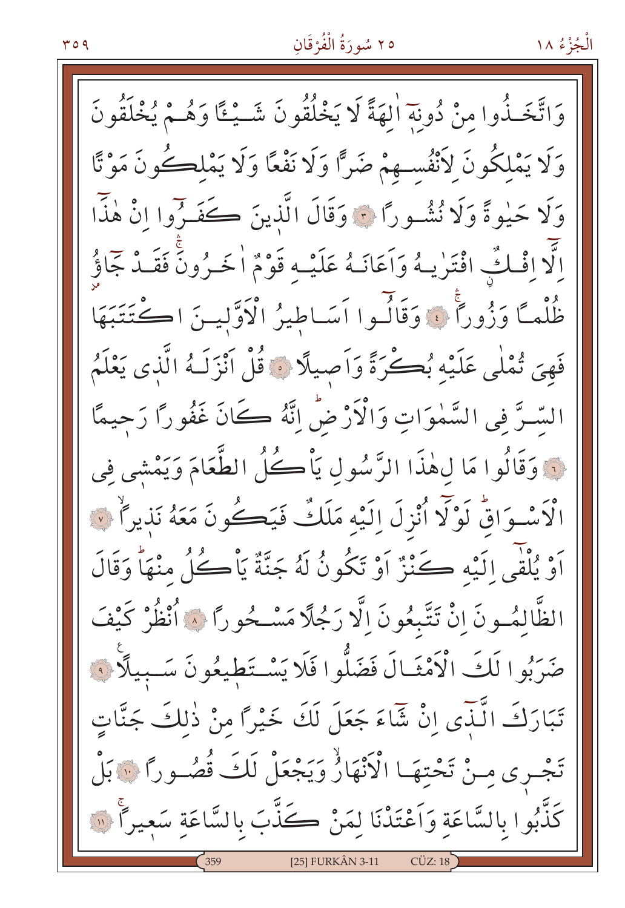وَاتَّخَذُوا مِنْ دُونِهٖٓ اٰلِهَةً لَا يَخْلُقُونَ شَيْـًٔا وَهُمْ يُخْلَقُونَ وَلَا يَمْلِكُونَ لِاَنْفُسِهِمْ ضَرًّا وَلَا نَفْعًا وَلَا يَمْلِكُونَ مَوْتًا وَلَا حَيٰوةً وَلَا نُشُورًا ﴿٣﴾ وَقَالَ الَّذِينَ كَفَرُوٓا اِنْ هٰذَٓا اِلَّٓا اِفْكٌۨ افْتَرٰيهُ وَاَعَانَهُ عَلَيْهِ قَوْمٌ اٰخَرُونَۚ فَقَدْ جَٓاؤُ۫ ظُلْمًا وَزُورًاۚ ﴿٤﴾ وَقَالُٓوا اَسَاطِيرُ الْاَوَّلِينَ اكْتَتَبَهَا فَهِيَ تُمْلٰى عَلَيْهِ بُكْرَةً وَاَصِيلًا ﴿٥﴾ قُلْ اَنْزَلَهُ الَّذِي يَعْلَمُ السِّرَّ فِي السَّمٰوَاتِ وَالْاَرْضِۜ اِنَّهُ كَانَ غَفُورًا رَحِيمًا ﴿٦﴾ وَقَالُوا مَا لِهٰذَا الرَّسُولِ يَاْكُلُ الطَّعَامَ وَيَمْشِي فِي الْاَسْوَاقِۜ لَوْلَٓا اُنْزِلَ اِلَيْهِ مَلَكٌ فَيَكُونَ مَعَهُ نَذِيرًاۙ ﴿٧﴾ اَوْ يُلْقٰٓى اِلَيْهِ كَنْزٌ اَوْ تَكُونُ لَهُ جَنَّةٌ يَاْكُلُ مِنْهَاۜ وَقَالَ الظَّالِمُونَ اِنْ تَتَّبِعُونَ اِلَّا رَجُلًا مَسْحُورًا ﴿٨﴾ اُنْظُرْ كَيْفَ ضَرَبُوا لَكَ الْاَمْثَالَ فَضَلُّوا فَلَا يَسْتَطِيعُونَ سَبِيلًا ﴿٩﴾ تَبَارَكَ الَّذِٓي اِنْ شَٓاءَ جَعَلَ لَكَ خَيْرًا مِنْ ذٰلِكَ جَنَّاتٍ تَجْرِي مِنْ تَحْتِهَا الْاَنْهَارُۙ وَيَجْعَلْ لَكَ قُصُورًا ﴿١٠﴾ بَلْ كَذَّبُوا بِالسَّاعَةِ وَاَعْتَدْنَا لِمَنْ كَذَّبَ بِالسَّاعَةِ سَعِيرًاۚ ﴿١١﴾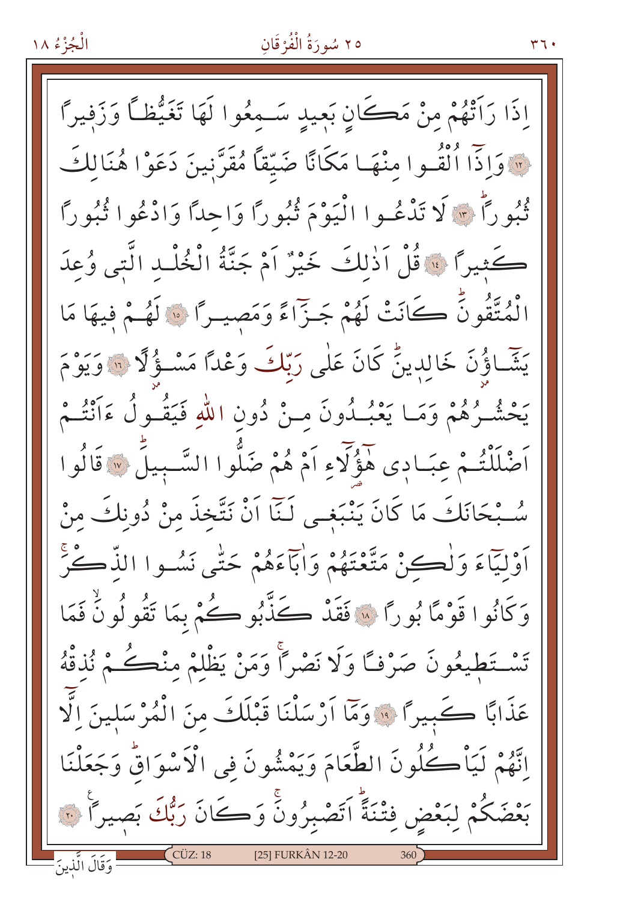اِذَا رَاَتْهُمْ مِنْ مَكَانٍ بَعِيدٍ سَمِعُوا لَهَا تَغَيُّظاً وَزَفِيراً ﴿١٢﴾ وَاِذَٓا اُلْقُوا مِنْهَا مَكَانًا ضَيِّقاً مُقَرَّنِينَ دَعَوْا هُنَالِكَ ثُبُوراًۜ ﴿١٣﴾ لَا تَدْعُوا الْيَوْمَ ثُبُوراً وَاحِداً وَادْعُوا ثُبُوراً كَثِيراً ﴿١٤﴾ قُلْ اَذٰلِكَ خَيْرٌ اَمْ جَنَّةُ الْخُلْدِ الَّتِى وُعِدَ الْمُتَّقُونَۜ كَانَتْ لَهُمْ جَزَٓاءً وَمَصِيراً ﴿١٥﴾ لَهُمْ فِيهَا مَا يَشَٓاؤُنَ خَالِدِينَۜ كَانَ عَلٰى رَبِّكَ وَعْداً مَسْؤُلًا ﴿١٦﴾ وَيَوْمَ يَحْشُرُهُمْ وَمَا يَعْبُدُونَ مِنْ دُونِ اللّٰهِ فَيَقُولُ ءَاَنْتُمْ اَضْلَلْتُمْ عِبَادِى هٰٓؤُلَٓاءِ اَمْ هُمْ ضَلُّوا السَّبِيلَۜ ﴿١٧﴾ قَالُوا سُبْحَانَكَ مَا كَانَ يَنْبَغِى لَنَٓا اَنْ نَتَّخِذَ مِنْ دُونِكَ مِنْ اَوْلِيَٓاءَ وَلٰكِنْ مَتَّعْتَهُمْ وَاٰبَٓاءَهُمْ حَتّٰى نَسُوا الذِّكْرَۚ وَكَانُوا قَوْمًا بُوراً ﴿١٨﴾ فَقَدْ كَذَّبُوكُمْ بِمَا تَقُولُونَۙ فَمَا تَسْتَطِيعُونَ صَرْفاً وَلَا نَصْراًۚ وَمَنْ يَظْلِمْ مِنْكُمْ نُذِقْهُ عَذَابًا كَبِيراً ﴿١٩﴾ وَمَٓا اَرْسَلْنَا قَبْلَكَ مِنَ الْمُرْسَلِينَ اِلَّٓا اِنَّهُمْ لَيَاْكُلُونَ الطَّعَامَ وَيَمْشُونَ فِى الْاَسْوَاقِۜ وَجَعَلْنَا بَعْضَكُمْ لِبَعْضٍ فِتْنَةًۜ اَتَصْبِرُونَۚ وَكَانَ رَبُّكَ بَصِيراً ﴿٢٠﴾